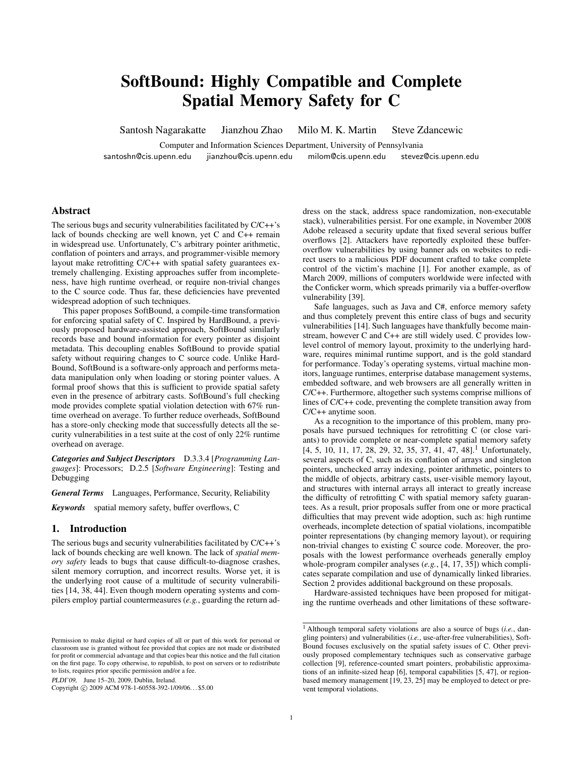# SoftBound: Highly Compatible and Complete Spatial Memory Safety for C

Santosh Nagarakatte Jianzhou Zhao Milo M. K. Martin Steve Zdancewic

Computer and Information Sciences Department, University of Pennsylvania

santoshn@cis.upenn.edu jianzhou@cis.upenn.edu milom@cis.upenn.edu stevez@cis.upenn.edu

## Abstract

The serious bugs and security vulnerabilities facilitated by C/C++'s lack of bounds checking are well known, yet C and C++ remain in widespread use. Unfortunately, C's arbitrary pointer arithmetic, conflation of pointers and arrays, and programmer-visible memory layout make retrofitting C/C++ with spatial safety guarantees extremely challenging. Existing approaches suffer from incompleteness, have high runtime overhead, or require non-trivial changes to the C source code. Thus far, these deficiencies have prevented widespread adoption of such techniques.

This paper proposes SoftBound, a compile-time transformation for enforcing spatial safety of C. Inspired by HardBound, a previously proposed hardware-assisted approach, SoftBound similarly records base and bound information for every pointer as disjoint metadata. This decoupling enables SoftBound to provide spatial safety without requiring changes to C source code. Unlike HardBound, SoftBound is a software-only approach and performs metadata manipulation only when loading or storing pointer values. A formal proof shows that this is sufficient to provide spatial safety even in the presence of arbitrary casts. SoftBound's full checking mode provides complete spatial violation detection with 67% runtime overhead on average. To further reduce overheads, SoftBound has a store-only checking mode that successfully detects all the security vulnerabilities in a test suite at the cost of only 22% runtime overhead on average.

***Categories and Subject Descriptors*** D.3.3.4 [*Programming Languages*]: Processors; D.2.5 [*Software Engineering*]: Testing and Debugging

***General Terms*** Languages, Performance, Security, Reliability

***Keywords*** spatial memory safety, buffer overflows, C

## 1. Introduction

The serious bugs and security vulnerabilities facilitated by C/C++'s lack of bounds checking are well known. The lack of *spatial memory safety* leads to bugs that cause difficult-to-diagnose crashes, silent memory corruption, and incorrect results. Worse yet, it is the underlying root cause of a multitude of security vulnerabilities [14, 38, 44]. Even though modern operating systems and compilers employ partial countermeasures (*e.g.*, guarding the return address on the stack, address space randomization, non-executable stack), vulnerabilities persist. For one example, in November 2008 Adobe released a security update that fixed several serious buffer overflows [2]. Attackers have reportedly exploited these buffer-overflow vulnerabilities by using banner ads on websites to redirect users to a malicious PDF document crafted to take complete control of the victim's machine [1]. For another example, as of March 2009, millions of computers worldwide were infected with the Conficker worm, which spreads primarily via a buffer-overflow vulnerability [39].

Safe languages, such as Java and C#, enforce memory safety and thus completely prevent this entire class of bugs and security vulnerabilities [14]. Such languages have thankfully become mainstream, however C and C++ are still widely used. C provides low-level control of memory layout, proximity to the underlying hardware, requires minimal runtime support, and is the gold standard for performance. Today's operating systems, virtual machine monitors, language runtimes, enterprise database management systems, embedded software, and web browsers are all generally written in C/C++. Furthermore, altogether such systems comprise millions of lines of C/C++ code, preventing the complete transition away from C/C++ anytime soon.

As a recognition to the importance of this problem, many proposals have pursued techniques for retrofitting C (or close variants) to provide complete or near-complete spatial memory safety [4, 5, 10, 11, 17, 28, 29, 32, 35, 37, 41, 47, 48].[1] Unfortunately, several aspects of C, such as its conflation of arrays and singleton pointers, unchecked array indexing, pointer arithmetic, pointers to the middle of objects, arbitrary casts, user-visible memory layout, and structures with internal arrays all interact to greatly increase the difficulty of retrofitting C with spatial memory safety guarantees. As a result, prior proposals suffer from one or more practical difficulties that may prevent wide adoption, such as: high runtime overheads, incomplete detection of spatial violations, incompatible pointer representations (by changing memory layout), or requiring non-trivial changes to existing C source code. Moreover, the proposals with the lowest performance overheads generally employ whole-program compiler analyses (*e.g.*, [4, 17, 35]) which complicates separate compilation and use of dynamically linked libraries. Section 2 provides additional background on these proposals.

Hardware-assisted techniques have been proposed for mitigating the runtime overheads and other limitations of these software-

[1] Although temporal safety violations are also a source of bugs (*i.e.*, dangling pointers) and vulnerabilities (*i.e.*, use-after-free vulnerabilities), SoftBound focuses exclusively on the spatial safety issues of C. Other previously proposed complementary techniques such as conservative garbage collection [9], reference-counted smart pointers, probabilistic approximations of an infinite-sized heap [6], temporal capabilities [5, 47], or region-based memory management [19, 23, 25] may be employed to detect or prevent temporal violations.

Permission to make digital or hard copies of all or part of this work for personal or classroom use is granted without fee provided that copies are not made or distributed for profit or commercial advantage and that copies bear this notice and the full citation on the first page. To copy otherwise, to republish, to post on servers or to redistribute to lists, requires prior specific permission and/or a fee.

*PLDI'09*, June 15–20, 2009, Dublin, Ireland.

Copyright © 2009 ACM 978-1-60558-392-1/09/06...$5.00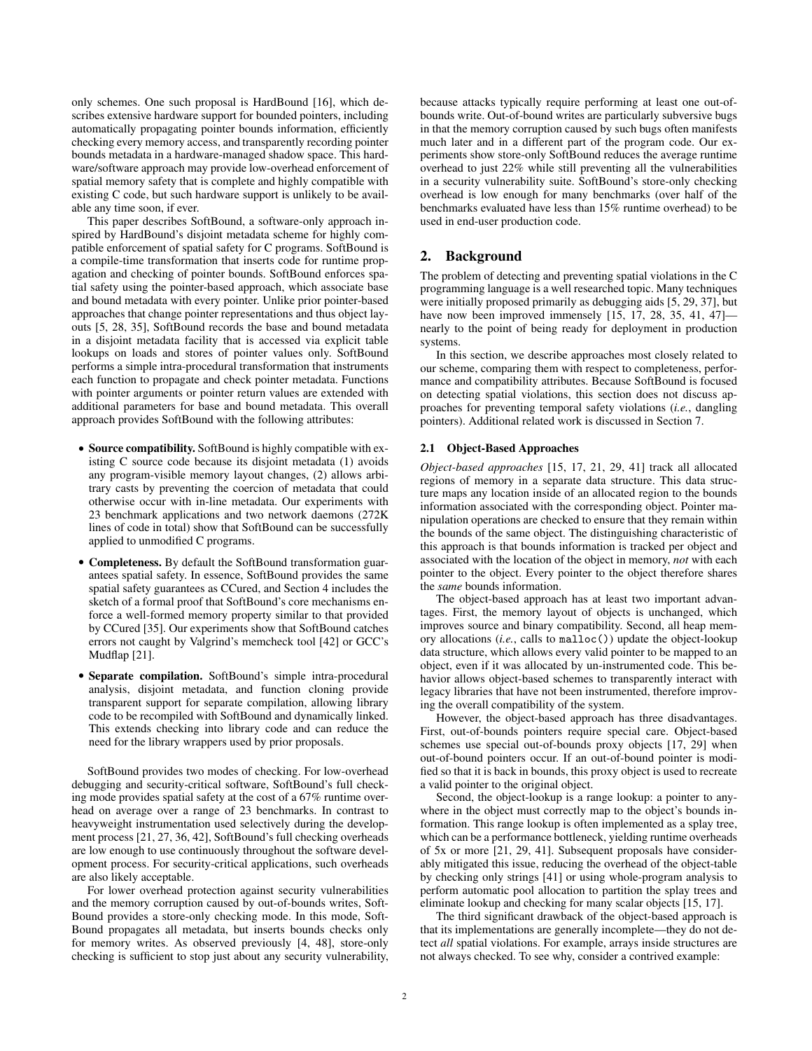only schemes. One such proposal is HardBound [16], which describes extensive hardware support for bounded pointers, including automatically propagating pointer bounds information, efficiently checking every memory access, and transparently recording pointer bounds metadata in a hardware-managed shadow space. This hardware/software approach may provide low-overhead enforcement of spatial memory safety that is complete and highly compatible with existing C code, but such hardware support is unlikely to be available any time soon, if ever.

This paper describes SoftBound, a software-only approach inspired by HardBound's disjoint metadata scheme for highly compatible enforcement of spatial safety for C programs. SoftBound is a compile-time transformation that inserts code for runtime propagation and checking of pointer bounds. SoftBound enforces spatial safety using the pointer-based approach, which associate base and bound metadata with every pointer. Unlike prior pointer-based approaches that change pointer representations and thus object layouts [5, 28, 35], SoftBound records the base and bound metadata in a disjoint metadata facility that is accessed via explicit table lookups on loads and stores of pointer values only. SoftBound performs a simple intra-procedural transformation that instruments each function to propagate and check pointer metadata. Functions with pointer arguments or pointer return values are extended with additional parameters for base and bound metadata. This overall approach provides SoftBound with the following attributes:

- **Source compatibility.** SoftBound is highly compatible with existing C source code because its disjoint metadata (1) avoids any program-visible memory layout changes, (2) allows arbitrary casts by preventing the coercion of metadata that could otherwise occur with in-line metadata. Our experiments with 23 benchmark applications and two network daemons (272K lines of code in total) show that SoftBound can be successfully applied to unmodified C programs.
- **Completeness.** By default the SoftBound transformation guarantees spatial safety. In essence, SoftBound provides the same spatial safety guarantees as CCured, and Section 4 includes the sketch of a formal proof that SoftBound's core mechanisms enforce a well-formed memory property similar to that provided by CCured [35]. Our experiments show that SoftBound catches errors not caught by Valgrind's memcheck tool [42] or GCC's Mudflap [21].
- **Separate compilation.** SoftBound's simple intra-procedural analysis, disjoint metadata, and function cloning provide transparent support for separate compilation, allowing library code to be recompiled with SoftBound and dynamically linked. This extends checking into library code and can reduce the need for the library wrappers used by prior proposals.

SoftBound provides two modes of checking. For low-overhead debugging and security-critical software, SoftBound's full checking mode provides spatial safety at the cost of a 67% runtime overhead on average over a range of 23 benchmarks. In contrast to heavyweight instrumentation used selectively during the development process [21, 27, 36, 42], SoftBound's full checking overheads are low enough to use continuously throughout the software development process. For security-critical applications, such overheads are also likely acceptable.

For lower overhead protection against security vulnerabilities and the memory corruption caused by out-of-bounds writes, SoftBound provides a store-only checking mode. In this mode, SoftBound propagates all metadata, but inserts bounds checks only for memory writes. As observed previously [4, 48], store-only checking is sufficient to stop just about any security vulnerability, because attacks typically require performing at least one out-of-bounds write. Out-of-bound writes are particularly subversive bugs in that the memory corruption caused by such bugs often manifests much later and in a different part of the program code. Our experiments show store-only SoftBound reduces the average runtime overhead to just 22% while still preventing all the vulnerabilities in a security vulnerability suite. SoftBound's store-only checking overhead is low enough for many benchmarks (over half of the benchmarks evaluated have less than 15% runtime overhead) to be used in end-user production code.

## 2. Background

The problem of detecting and preventing spatial violations in the C programming language is a well researched topic. Many techniques were initially proposed primarily as debugging aids [5, 29, 37], but have now been improved immensely [15, 17, 28, 35, 41, 47]—nearly to the point of being ready for deployment in production systems.

In this section, we describe approaches most closely related to our scheme, comparing them with respect to completeness, performance and compatibility attributes. Because SoftBound is focused on detecting spatial violations, this section does not discuss approaches for preventing temporal safety violations (*i.e.*, dangling pointers). Additional related work is discussed in Section 7.

### 2.1 Object-Based Approaches

*Object-based approaches* [15, 17, 21, 29, 41] track all allocated regions of memory in a separate data structure. This data structure maps any location inside of an allocated region to the bounds information associated with the corresponding object. Pointer manipulation operations are checked to ensure that they remain within the bounds of the same object. The distinguishing characteristic of this approach is that bounds information is tracked per object and associated with the location of the object in memory, *not* with each pointer to the object. Every pointer to the object therefore shares the *same* bounds information.

The object-based approach has at least two important advantages. First, the memory layout of objects is unchanged, which improves source and binary compatibility. Second, all heap memory allocations (*i.e.*, calls to `malloc()`) update the object-lookup data structure, which allows every valid pointer to be mapped to an object, even if it was allocated by un-instrumented code. This behavior allows object-based schemes to transparently interact with legacy libraries that have not been instrumented, therefore improving the overall compatibility of the system.

However, the object-based approach has three disadvantages. First, out-of-bounds pointers require special care. Object-based schemes use special out-of-bounds proxy objects [17, 29] when out-of-bound pointers occur. If an out-of-bound pointer is modified so that it is back in bounds, this proxy object is used to recreate a valid pointer to the original object.

Second, the object-lookup is a range lookup: a pointer to anywhere in the object must correctly map to the object's bounds information. This range lookup is often implemented as a splay tree, which can be a performance bottleneck, yielding runtime overheads of 5x or more [21, 29, 41]. Subsequent proposals have considerably mitigated this issue, reducing the overhead of the object-table by checking only strings [41] or using whole-program analysis to perform automatic pool allocation to partition the splay trees and eliminate lookup and checking for many scalar objects [15, 17].

The third significant drawback of the object-based approach is that its implementations are generally incomplete—they do not detect *all* spatial violations. For example, arrays inside structures are not always checked. To see why, consider a contrived example: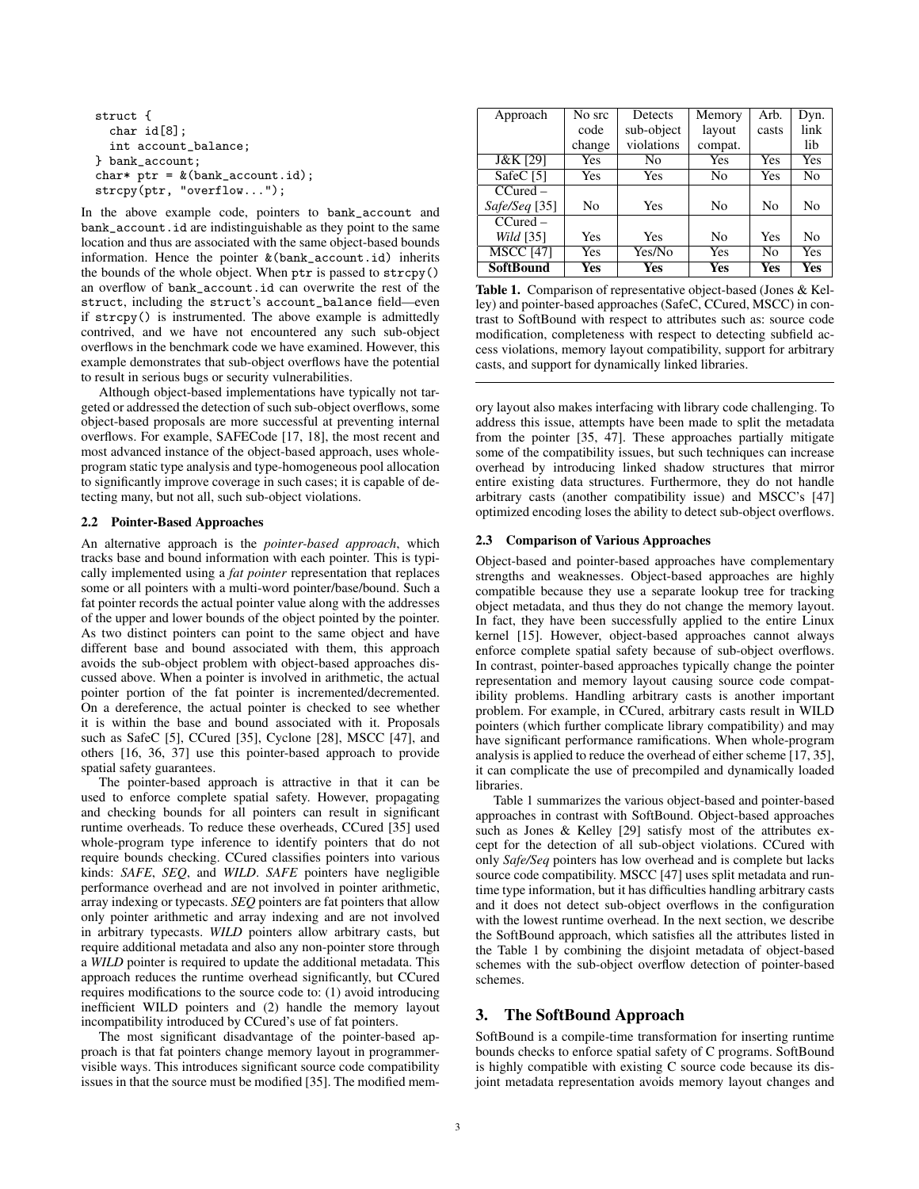```
struct {
  char id[8];
  int account_balance;
} bank_account;
char* ptr = &(bank_account.id);
strcpy(ptr, "overflow...");
```

In the above example code, pointers to `bank_account` and `bank_account.id` are indistinguishable as they point to the same location and thus are associated with the same object-based bounds information. Hence the pointer `&(bank_account.id)` inherits the bounds of the whole object. When `ptr` is passed to `strcpy()` an overflow of `bank_account.id` can overwrite the rest of the `struct`, including the `struct`'s `account_balance` field—even if `strcpy()` is instrumented. The above example is admittedly contrived, and we have not encountered any such sub-object overflows in the benchmark code we have examined. However, this example demonstrates that sub-object overflows have the potential to result in serious bugs or security vulnerabilities.

Although object-based implementations have typically not targeted or addressed the detection of such sub-object overflows, some object-based proposals are more successful at preventing internal overflows. For example, SAFECode [17, 18], the most recent and most advanced instance of the object-based approach, uses whole-program static type analysis and type-homogeneous pool allocation to significantly improve coverage in such cases; it is capable of detecting many, but not all, such sub-object violations.

### 2.2 Pointer-Based Approaches

An alternative approach is the *pointer-based approach*, which tracks base and bound information with each pointer. This is typically implemented using a *fat pointer* representation that replaces some or all pointers with a multi-word pointer/base/bound. Such a fat pointer records the actual pointer value along with the addresses of the upper and lower bounds of the object pointed by the pointer. As two distinct pointers can point to the same object and have different base and bound associated with them, this approach avoids the sub-object problem with object-based approaches discussed above. When a pointer is involved in arithmetic, the actual pointer portion of the fat pointer is incremented/decremented. On a dereference, the actual pointer is checked to see whether it is within the base and bound associated with it. Proposals such as SafeC [5], CCured [35], Cyclone [28], MSCC [47], and others [16, 36, 37] use this pointer-based approach to provide spatial safety guarantees.

The pointer-based approach is attractive in that it can be used to enforce complete spatial safety. However, propagating and checking bounds for all pointers can result in significant runtime overheads. To reduce these overheads, CCured [35] used whole-program type inference to identify pointers that do not require bounds checking. CCured classifies pointers into various kinds: *SAFE*, *SEQ*, and *WILD*. *SAFE* pointers have negligible performance overhead and are not involved in pointer arithmetic, array indexing or typecasts. *SEQ* pointers are fat pointers that allow only pointer arithmetic and array indexing and are not involved in arbitrary typecasts. *WILD* pointers allow arbitrary casts, but require additional metadata and also any non-pointer store through a *WILD* pointer is required to update the additional metadata. This approach reduces the runtime overhead significantly, but CCured requires modifications to the source code to: (1) avoid introducing inefficient WILD pointers and (2) handle the memory layout incompatibility introduced by CCured's use of fat pointers.

The most significant disadvantage of the pointer-based approach is that fat pointers change memory layout in programmer-visible ways. This introduces significant source code compatibility issues in that the source must be modified [35]. The modified memory layout also makes interfacing with library code challenging. To address this issue, attempts have been made to split the metadata from the pointer [35, 47]. These approaches partially mitigate some of the compatibility issues, but such techniques can increase overhead by introducing linked shadow structures that mirror entire existing data structures. Furthermore, they do not handle arbitrary casts (another compatibility issue) and MSCC's [47] optimized encoding loses the ability to detect sub-object overflows.

| Approach | No src code change | Detects sub-object violations | Memory layout compat. | Arb. casts | Dyn. link lib |
|---|---|---|---|---|---|
| J&K [29] | Yes | No | Yes | Yes | Yes |
| SafeC [5] | Yes | Yes | No | Yes | No |
| CCured – *Safe/Seq* [35] | No | Yes | No | No | No |
| CCured – *Wild* [35] | Yes | Yes | No | Yes | No |
| MSCC [47] | Yes | Yes/No | Yes | No | Yes |
| **SoftBound** | **Yes** | **Yes** | **Yes** | **Yes** | **Yes** |

**Table 1.** Comparison of representative object-based (Jones & Kelley) and pointer-based approaches (SafeC, CCured, MSCC) in contrast to SoftBound with respect to attributes such as: source code modification, completeness with respect to detecting subfield access violations, memory layout compatibility, support for arbitrary casts, and support for dynamically linked libraries.

### 2.3 Comparison of Various Approaches

Object-based and pointer-based approaches have complementary strengths and weaknesses. Object-based approaches are highly compatible because they use a separate lookup tree for tracking object metadata, and thus they do not change the memory layout. In fact, they have been successfully applied to the entire Linux kernel [15]. However, object-based approaches cannot always enforce complete spatial safety because of sub-object overflows. In contrast, pointer-based approaches typically change the pointer representation and memory layout causing source code compatibility problems. Handling arbitrary casts is another important problem. For example, in CCured, arbitrary casts result in WILD pointers (which further complicate library compatibility) and may have significant performance ramifications. When whole-program analysis is applied to reduce the overhead of either scheme [17, 35], it can complicate the use of precompiled and dynamically loaded libraries.

Table 1 summarizes the various object-based and pointer-based approaches in contrast with SoftBound. Object-based approaches such as Jones & Kelley [29] satisfy most of the attributes except for the detection of all sub-object violations. CCured with only *Safe/Seq* pointers has low overhead and is complete but lacks source code compatibility. MSCC [47] uses split metadata and runtime type information, but it has difficulties handling arbitrary casts and it does not detect sub-object overflows in the configuration with the lowest runtime overhead. In the next section, we describe the SoftBound approach, which satisfies all the attributes listed in the Table 1 by combining the disjoint metadata of object-based schemes with the sub-object overflow detection of pointer-based schemes.

## 3. The SoftBound Approach

SoftBound is a compile-time transformation for inserting runtime bounds checks to enforce spatial safety of C programs. SoftBound is highly compatible with existing C source code because its disjoint metadata representation avoids memory layout changes and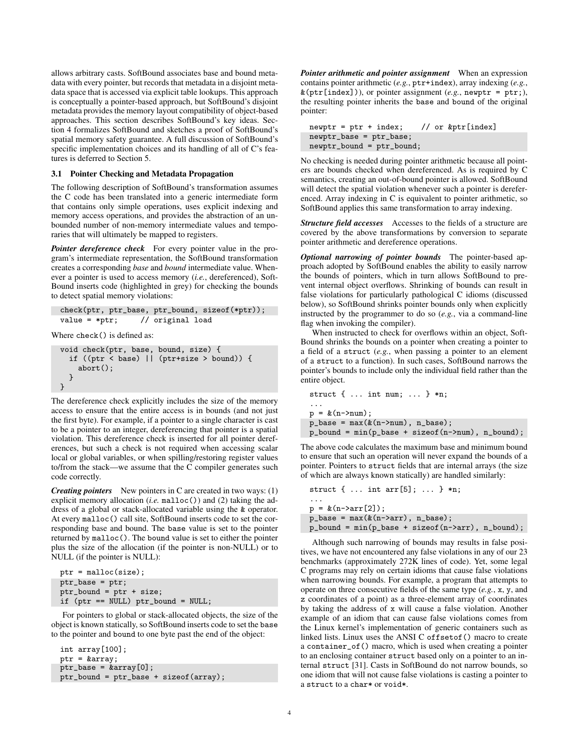allows arbitrary casts. SoftBound associates base and bound metadata with every pointer, but records that metadata in a disjoint metadata space that is accessed via explicit table lookups. This approach is conceptually a pointer-based approach, but SoftBound's disjoint metadata provides the memory layout compatibility of object-based approaches. This section describes SoftBound's key ideas. Section 4 formalizes SoftBound and sketches a proof of SoftBound's spatial memory safety guarantee. A full discussion of SoftBound's specific implementation choices and its handling of all of C's features is deferred to Section 5.

### 3.1 Pointer Checking and Metadata Propagation

The following description of SoftBound's transformation assumes the C code has been translated into a generic intermediate form that contains only simple operations, uses explicit indexing and memory access operations, and provides the abstraction of an unbounded number of non-memory intermediate values and temporaries that will ultimately be mapped to registers.

***Pointer dereference check*** For every pointer value in the program's intermediate representation, the SoftBound transformation creates a corresponding *base* and *bound* intermediate value. Whenever a pointer is used to access memory (*i.e.*, dereferenced), SoftBound inserts code (highlighted in grey) for checking the bounds to detect spatial memory violations:

```
check(ptr, ptr_base, ptr_bound, sizeof(*ptr));
value = *ptr;     // original load
```

Where `check()` is defined as:

```
void check(ptr, base, bound, size) {
  if ((ptr < base) || (ptr+size > bound)) {
    abort();
  }
}
```

The dereference check explicitly includes the size of the memory access to ensure that the entire access is in bounds (and not just the first byte). For example, if a pointer to a single character is cast to be a pointer to an integer, dereferencing that pointer is a spatial violation. This dereference check is inserted for all pointer dereferences, but such a check is not required when accessing scalar local or global variables, or when spilling/restoring register values to/from the stack—we assume that the C compiler generates such code correctly.

***Creating pointers*** New pointers in C are created in two ways: (1) explicit memory allocation (*i.e.* `malloc()`) and (2) taking the address of a global or stack-allocated variable using the `&` operator. At every `malloc()` call site, SoftBound inserts code to set the corresponding base and bound. The `base` value is set to the pointer returned by `malloc()`. The `bound` value is set to either the pointer plus the size of the allocation (if the pointer is non-NULL) or to NULL (if the pointer is NULL):

```
ptr = malloc(size);
ptr_base = ptr;
ptr_bound = ptr + size;
if (ptr == NULL) ptr_bound = NULL;
```

For pointers to global or stack-allocated objects, the size of the object is known statically, so SoftBound inserts code to set the `base` to the pointer and `bound` to one byte past the end of the object:

```
int array[100];
ptr = &array;
ptr_base = &array[0];
ptr_bound = ptr_base + sizeof(array);
```

***Pointer arithmetic and pointer assignment*** When an expression contains pointer arithmetic (*e.g.*, `ptr+index`), array indexing (*e.g.*, `&(ptr[index])`), or pointer assignment (*e.g.*, `newptr = ptr;`), the resulting pointer inherits the `base` and `bound` of the original pointer:

```
newptr = ptr + index;    // or &ptr[index]
newptr_base = ptr_base;
newptr_bound = ptr_bound;
```

No checking is needed during pointer arithmetic because all pointers are bounds checked when dereferenced. As is required by C semantics, creating an out-of-bound pointer is allowed. SoftBound will detect the spatial violation whenever such a pointer is dereferenced. Array indexing in C is equivalent to pointer arithmetic, so SoftBound applies this same transformation to array indexing.

***Structure field accesses*** Accesses to the fields of a structure are covered by the above transformations by conversion to separate pointer arithmetic and dereference operations.

***Optional narrowing of pointer bounds*** The pointer-based approach adopted by SoftBound enables the ability to easily narrow the bounds of pointers, which in turn allows SoftBound to prevent internal object overflows. Shrinking of bounds can result in false violations for particularly pathological C idioms (discussed below), so SoftBound shrinks pointer bounds only when explicitly instructed by the programmer to do so (*e.g.*, via a command-line flag when invoking the compiler).

When instructed to check for overflows within an object, SoftBound shrinks the bounds on a pointer when creating a pointer to a field of a `struct` (*e.g.*, when passing a pointer to an element of a `struct` to a function). In such cases, SoftBound narrows the pointer's bounds to include only the individual field rather than the entire object.

```
struct { ... int num; ... } *n;
...
p = &(n->num);
p_base = max(&(n->num), n_base);
p_bound = min(p_base + sizeof(n->num), n_bound);
```

The above code calculates the maximum base and minimum bound to ensure that such an operation will never expand the bounds of a pointer. Pointers to `struct` fields that are internal arrays (the size of which are always known statically) are handled similarly:

```
struct { ... int arr[5]; ... } *n;
...
p = &(n->arr[2]);
p_base = max(&(n->arr), n_base);
p_bound = min(p_base + sizeof(n->arr), n_bound);
```

Although such narrowing of bounds may results in false positives, we have not encountered any false violations in any of our 23 benchmarks (approximately 272K lines of code). Yet, some legal C programs may rely on certain idioms that cause false violations when narrowing bounds. For example, a program that attempts to operate on three consecutive fields of the same type (*e.g.*, `x`, `y`, and `z` coordinates of a point) as a three-element array of coordinates by taking the address of `x` will cause a false violation. Another example of an idiom that can cause false violations comes from the Linux kernel's implementation of generic containers such as linked lists. Linux uses the ANSI C `offsetof()` macro to create a `container_of()` macro, which is used when creating a pointer to an enclosing container `struct` based only on a pointer to an internal `struct` [31]. Casts in SoftBound do not narrow bounds, so one idiom that will not cause false violations is casting a pointer to a `struct` to a `char*` or `void*`.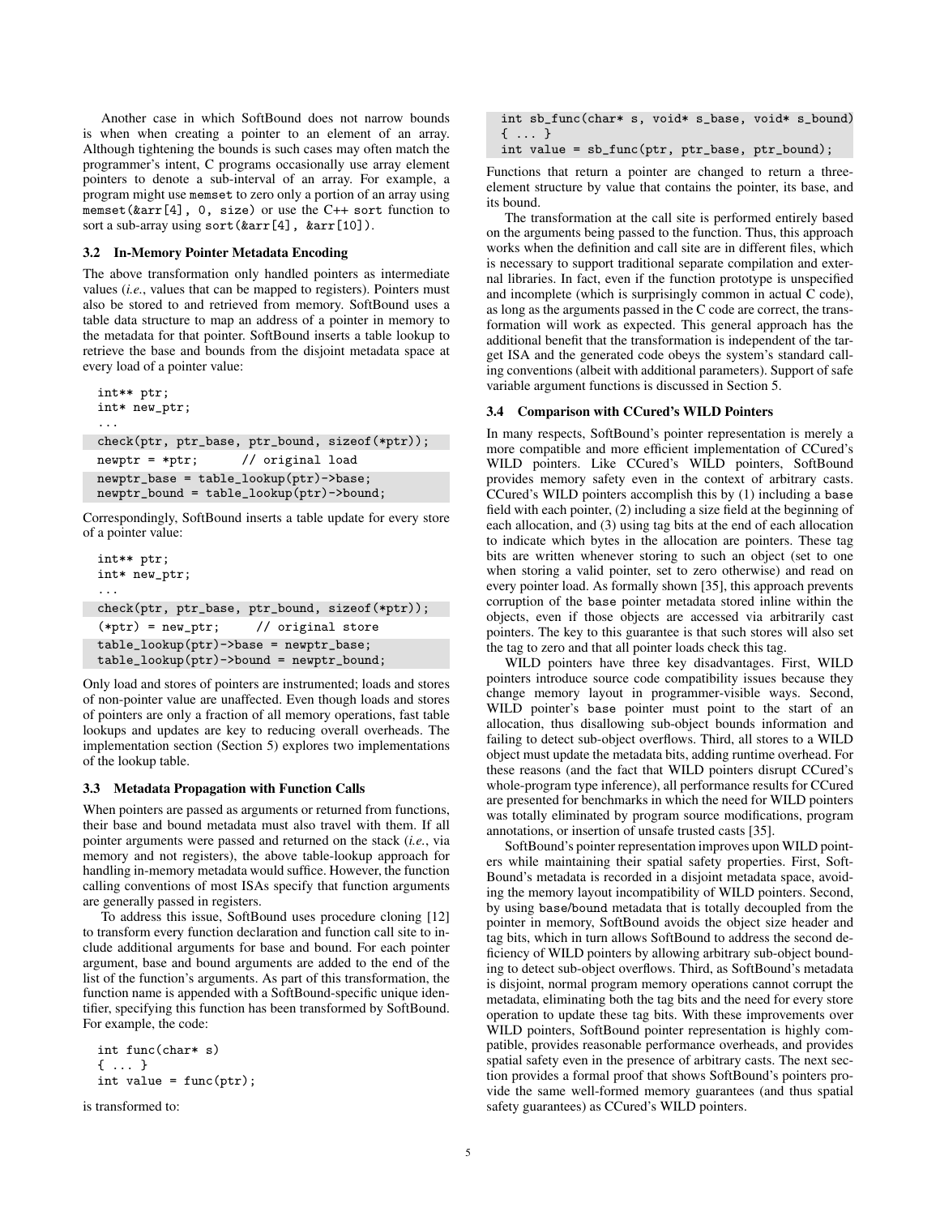Another case in which SoftBound does not narrow bounds is when when creating a pointer to an element of an array. Although tightening the bounds is such cases may often match the programmer's intent, C programs occasionally use array element pointers to denote a sub-interval of an array. For example, a program might use `memset` to zero only a portion of an array using `memset(&arr[4], 0, size)` or use the C++ `sort` function to sort a sub-array using `sort(&arr[4], &arr[10])`.

### 3.2 In-Memory Pointer Metadata Encoding

The above transformation only handled pointers as intermediate values (*i.e.*, values that can be mapped to registers). Pointers must also be stored to and retrieved from memory. SoftBound uses a table data structure to map an address of a pointer in memory to the metadata for that pointer. SoftBound inserts a table lookup to retrieve the base and bounds from the disjoint metadata space at every load of a pointer value:

```
int** ptr;
int* new_ptr;
...
check(ptr, ptr_base, ptr_bound, sizeof(*ptr));
newptr = *ptr;      // original load
newptr_base = table_lookup(ptr)->base;
newptr_bound = table_lookup(ptr)->bound;
```

Correspondingly, SoftBound inserts a table update for every store of a pointer value:

```
int** ptr;
int* new_ptr;
...
check(ptr, ptr_base, ptr_bound, sizeof(*ptr));
(*ptr) = new_ptr;     // original store
table_lookup(ptr)->base = newptr_base;
table_lookup(ptr)->bound = newptr_bound;
```

Only load and stores of pointers are instrumented; loads and stores of non-pointer value are unaffected. Even though loads and stores of pointers are only a fraction of all memory operations, fast table lookups and updates are key to reducing overall overheads. The implementation section (Section 5) explores two implementations of the lookup table.

### 3.3 Metadata Propagation with Function Calls

When pointers are passed as arguments or returned from functions, their base and bound metadata must also travel with them. If all pointer arguments were passed and returned on the stack (*i.e.*, via memory and not registers), the above table-lookup approach for handling in-memory metadata would suffice. However, the function calling conventions of most ISAs specify that function arguments are generally passed in registers.

To address this issue, SoftBound uses procedure cloning [12] to transform every function declaration and function call site to include additional arguments for base and bound. For each pointer argument, base and bound arguments are added to the end of the list of the function's arguments. As part of this transformation, the function name is appended with a SoftBound-specific unique identifier, specifying this function has been transformed by SoftBound. For example, the code:

```
int func(char* s)
{ ... }
int value = func(ptr);
```

is transformed to:

```
int sb_func(char* s, void* s_base, void* s_bound)
{ ... }
int value = sb_func(ptr, ptr_base, ptr_bound);
```

Functions that return a pointer are changed to return a three-element structure by value that contains the pointer, its base, and its bound.

The transformation at the call site is performed entirely based on the arguments being passed to the function. Thus, this approach works when the definition and call site are in different files, which is necessary to support traditional separate compilation and external libraries. In fact, even if the function prototype is unspecified and incomplete (which is surprisingly common in actual C code), as long as the arguments passed in the C code are correct, the transformation will work as expected. This general approach has the additional benefit that the transformation is independent of the target ISA and the generated code obeys the system's standard calling conventions (albeit with additional parameters). Support of safe variable argument functions is discussed in Section 5.

### 3.4 Comparison with CCured's WILD Pointers

In many respects, SoftBound's pointer representation is merely a more compatible and more efficient implementation of CCured's WILD pointers. Like CCured's WILD pointers, SoftBound provides memory safety even in the context of arbitrary casts. CCured's WILD pointers accomplish this by (1) including a `base` field with each pointer, (2) including a size field at the beginning of each allocation, and (3) using tag bits at the end of each allocation to indicate which bytes in the allocation are pointers. These tag bits are written whenever storing to such an object (set to one when storing a valid pointer, set to zero otherwise) and read on every pointer load. As formally shown [35], this approach prevents corruption of the `base` pointer metadata stored inline within the objects, even if those objects are accessed via arbitrarily cast pointers. The key to this guarantee is that such stores will also set the tag to zero and that all pointer loads check this tag.

WILD pointers have three key disadvantages. First, WILD pointers introduce source code compatibility issues because they change memory layout in programmer-visible ways. Second, WILD pointer's `base` pointer must point to the start of an allocation, thus disallowing sub-object bounds information and failing to detect sub-object overflows. Third, all stores to a WILD object must update the metadata bits, adding runtime overhead. For these reasons (and the fact that WILD pointers disrupt CCured's whole-program type inference), all performance results for CCured are presented for benchmarks in which the need for WILD pointers was totally eliminated by program source modifications, program annotations, or insertion of unsafe trusted casts [35].

SoftBound's pointer representation improves upon WILD pointers while maintaining their spatial safety properties. First, SoftBound's metadata is recorded in a disjoint metadata space, avoiding the memory layout incompatibility of WILD pointers. Second, by using `base`/`bound` metadata that is totally decoupled from the pointer in memory, SoftBound avoids the object size header and tag bits, which in turn allows SoftBound to address the second deficiency of WILD pointers by allowing arbitrary sub-object bounding to detect sub-object overflows. Third, as SoftBound's metadata is disjoint, normal program memory operations cannot corrupt the metadata, eliminating both the tag bits and the need for every store operation to update these tag bits. With these improvements over WILD pointers, SoftBound pointer representation is highly compatible, provides reasonable performance overheads, and provides spatial safety even in the presence of arbitrary casts. The next section provides a formal proof that shows SoftBound's pointers provide the same well-formed memory guarantees (and thus spatial safety guarantees) as CCured's WILD pointers.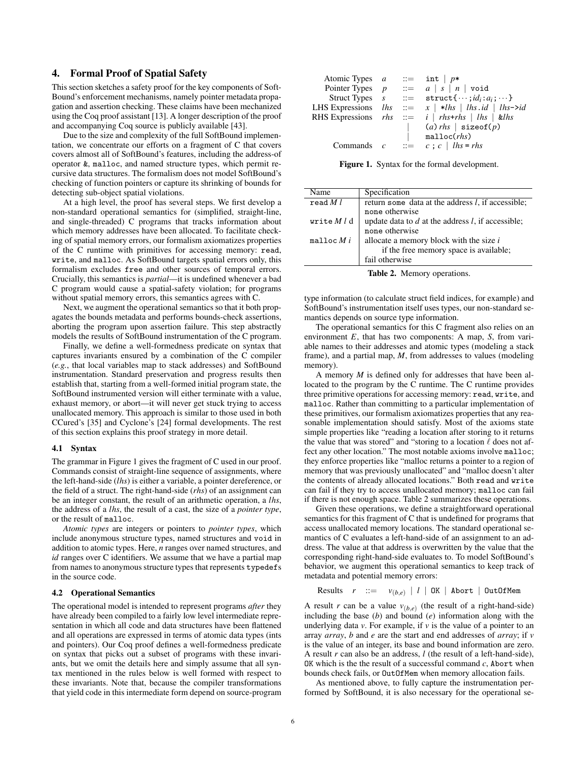## 4. Formal Proof of Spatial Safety

This section sketches a safety proof for the key components of SoftBound's enforcement mechanisms, namely pointer metadata propagation and assertion checking. These claims have been mechanized using the Coq proof assistant [13]. A longer description of the proof and accompanying Coq source is publicly available [43].

Due to the size and complexity of the full SoftBound implementation, we concentrate our efforts on a fragment of C that covers covers almost all of SoftBound's features, including the address-of operator `&`, `malloc`, and named structure types, which permit recursive data structures. The formalism does not model SoftBound's checking of function pointers or capture its shrinking of bounds for detecting sub-object spatial violations.

At a high level, the proof has several steps. We first develop a non-standard operational semantics for (simplified, straight-line, and single-threaded) C programs that tracks information about which memory addresses have been allocated. To facilitate checking of spatial memory errors, our formalism axiomatizes properties of the C runtime with primitives for accessing memory: `read`, `write`, and `malloc`. As SoftBound targets spatial errors only, this formalism excludes `free` and other sources of temporal errors. Crucially, this semantics is *partial*—it is undefined whenever a bad C program would cause a spatial-safety violation; for programs without spatial memory errors, this semantics agrees with C.

Next, we augment the operational semantics so that it both propagates the bounds metadata and performs bounds-check assertions, aborting the program upon assertion failure. This step abstractly models the results of SoftBound instrumentation of the C program.

Finally, we define a well-formedness predicate on syntax that captures invariants ensured by a combination of the C compiler (*e.g.*, that local variables map to stack addresses) and SoftBound instrumentation. Standard preservation and progress results then establish that, starting from a well-formed initial program state, the SoftBound instrumented version will either terminate with a value, exhaust memory, or abort—it will never get stuck trying to access unallocated memory. This approach is similar to those used in both CCured's [35] and Cyclone's [24] formal developments. The rest of this section explains this proof strategy in more detail.

### 4.1 Syntax

The grammar in Figure 1 gives the fragment of C used in our proof. Commands consist of straight-line sequence of assignments, where the left-hand-side (*lhs*) is either a variable, a pointer dereference, or the field of a struct. The right-hand-side (*rhs*) of an assignment can be an integer constant, the result of an arithmetic operation, a *lhs*, the address of a *lhs*, the result of a cast, the size of a *pointer type*, or the result of `malloc`.

*Atomic types* are integers or pointers to *pointer types*, which include anonymous structure types, named structures and `void` in addition to atomic types. Here, $n$ ranges over named structures, and $id$ ranges over C identifiers. We assume that we have a partial map from names to anonymous structure types that represents `typedef`s in the source code.

### 4.2 Operational Semantics

The operational model is intended to represent programs *after* they have already been compiled to a fairly low level intermediate representation in which all code and data structures have been flattened and all operations are expressed in terms of atomic data types (ints and pointers). Our Coq proof defines a well-formedness predicate on syntax that picks out a subset of programs with these invariants, but we omit the details here and simply assume that all syntax mentioned in the rules below is well formed with respect to these invariants. Note that, because the compiler transformations that yield code in this intermediate form depend on source-program type information (to calculate struct field indices, for example) and SoftBound's instrumentation itself uses types, our non-standard semantics depends on source type information.

| | | | |
|---|---|---|---|
| Atomic Types | $a$ | ::= | `int` \| $p$`*` |
| Pointer Types | $p$ | ::= | $a$ \| $s$ \| $n$ \| `void` |
| Struct Types | $s$ | ::= | `struct{` $\cdots$ `;` $id_i$ `:` $a_i$ `;` $\cdots$ `}` |
| LHS Expressions | $lhs$ | ::= | $x$ \| `*`$lhs$ \| $lhs$`.`$id$ \| $lhs$`->`$id$ |
| RHS Expressions | $rhs$ | ::= | $i$ \| $rhs$`+`$rhs$ \| $lhs$ \| `&`$lhs$ |
| | | \| | `(`$a$`)` $rhs$ \| `sizeof(`$p$`)` |
| | | \| | `malloc(`$rhs$`)` |
| Commands | $c$ | ::= | $c$ `;` $c$ \| $lhs$ `=` $rhs$ |

**Figure 1.** Syntax for the formal development.

| Name | Specification |
|---|---|
| `read` $M$ $l$ | return `some` data at the address $l$, if accessible; `none` otherwise |
| `write` $M$ $l$ d | update data to $d$ at the address $l$, if accessible; `none` otherwise |
| `malloc` $M$ $i$ | allocate a memory block with the size $i$ if the free memory space is available; fail otherwise |

**Table 2.** Memory operations.

The operational semantics for this C fragment also relies on an environment $E$, that has two components: A map, $S$, from variable names to their addresses and atomic types (modeling a stack frame), and a partial map, $M$, from addresses to values (modeling memory).

A memory $M$ is defined only for addresses that have been allocated to the program by the C runtime. The C runtime provides three primitive operations for accessing memory: `read`, `write`, and `malloc`. Rather than committing to a particular implementation of these primitives, our formalism axiomatizes properties that any reasonable implementation should satisfy. Most of the axioms state simple properties like "reading a location after storing to it returns the value that was stored" and "storing to a location $\ell$ does not affect any other location." The most notable axioms involve `malloc`; they enforce properties like "malloc returns a pointer to a region of memory that was previously unallocated" and "malloc doesn't alter the contents of already allocated locations." Both `read` and `write` can fail if they try to access unallocated memory; `malloc` can fail if there is not enough space. Table 2 summarizes these operations.

Given these operations, we define a straightforward operational semantics for this fragment of C that is undefined for programs that access unallocated memory locations. The standard operational semantics of C evaluates a left-hand-side of an assignment to an address. The value at that address is overwritten by the value that the corresponding right-hand-side evaluates to. To model SoftBound's behavior, we augment this operational semantics to keep track of metadata and potential memory errors:

$$\text{Results} \quad r \quad ::= \quad v_{(b,e)} \mid l \mid \texttt{OK} \mid \texttt{Abort} \mid \texttt{OutOfMem}$$

A result $r$ can be a value $v_{(b,e)}$ (the result of a right-hand-side) including the base ($b$) and bound ($e$) information along with the underlying data $v$. For example, if $v$ is the value of a pointer to an array *array*, $b$ and $e$ are the start and end addresses of *array*; if $v$ is the value of an integer, its base and bound information are zero. A result $r$ can also be an address, $l$ (the result of a left-hand-side), `OK` which is the the result of a successful command $c$, `Abort` when bounds check fails, or `OutOfMem` when memory allocation fails.

As mentioned above, to fully capture the instrumentation performed by SoftBound, it is also necessary for the operational se-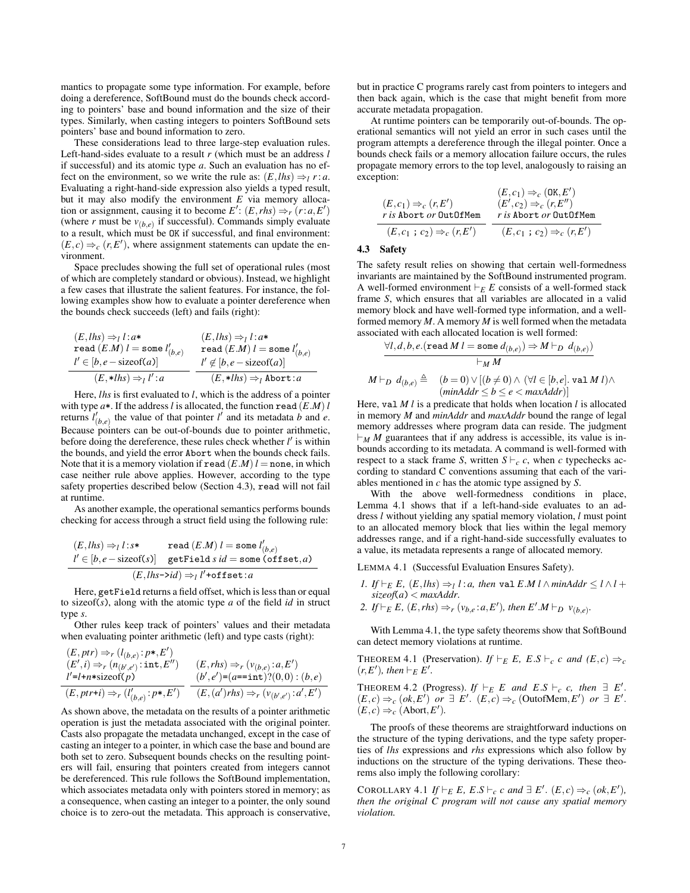mantics to propagate some type information. For example, before doing a dereference, SoftBound must do the bounds check according to pointers' base and bound information and the size of their types. Similarly, when casting integers to pointers SoftBound sets pointers' base and bound information to zero.

These considerations lead to three large-step evaluation rules. Left-hand-sides evaluate to a result $r$ (which must be an address $l$ if successful) and its atomic type $a$. Such an evaluation has no effect on the environment, so we write the rule as: $(E, lhs) \Rightarrow_l r : a$. Evaluating a right-hand-side expression also yields a typed result, but it may also modify the environment $E$ via memory allocation or assignment, causing it to become $E'$: $(E, rhs) \Rightarrow_r (r : a, E')$ (where $r$ must be $v_{(b,e)}$ if successful). Commands simply evaluate to a result, which must be OK if successful, and final environment: $(E, c) \Rightarrow_c (r, E')$, where assignment statements can update the environment.

Space precludes showing the full set of operational rules (most of which are completely standard or obvious). Instead, we highlight a few cases that illustrate the salient features. For instance, the following examples show how to evaluate a pointer dereference when the bounds check succeeds (left) and fails (right):

$$\frac{(E, lhs) \Rightarrow_l l : a* \quad \texttt{read}\,(E.M)\; l = \texttt{some}\; l'_{(b,e)} \quad l' \in [b, e - \mathrm{sizeof}(a)]}{(E, *lhs) \Rightarrow_l l' : a} \qquad \frac{(E, lhs) \Rightarrow_l l : a* \quad \texttt{read}\,(E.M)\; l = \texttt{some}\; l'_{(b,e)} \quad l' \notin [b, e - \mathrm{sizeof}(a)]}{(E, *lhs) \Rightarrow_l \texttt{Abort} : a}$$

Here, $lhs$ is first evaluated to $l$, which is the address of a pointer with type $a*$. If the address $l$ is allocated, the function $\texttt{read}\,(E.M)\; l$ returns $l'_{(b,e)}$ the value of that pointer $l'$ and its metadata $b$ and $e$. Because pointers can be out-of-bounds due to pointer arithmetic, before doing the dereference, these rules check whether $l'$ is within the bounds, and yield the error Abort when the bounds check fails. Note that it is a memory violation if $\texttt{read}\,(E.M)\; l = \texttt{none}$, in which case neither rule above applies. However, according to the type safety properties described below (Section 4.3), read will not fail at runtime.

As another example, the operational semantics performs bounds checking for access through a struct field using the following rule:

$$\frac{(E, lhs) \Rightarrow_l l : s* \quad \texttt{read}\,(E.M)\; l = \texttt{some}\; l'_{(b,e)} \quad l' \in [b, e - \mathrm{sizeof}(s)] \quad \texttt{getField}\; s\; id = \texttt{some}\; (\texttt{offset}, a)}{(E, lhs\texttt{->}id) \Rightarrow_l l'\texttt{+offset} : a}$$

Here, getField returns a field offset, which is less than or equal to sizeof($s$), along with the atomic type $a$ of the field $id$ in struct type $s$.

Other rules keep track of pointers' values and their metadata when evaluating pointer arithmetic (left) and type casts (right):

$$\frac{(E, ptr) \Rightarrow_r (l_{(b,e)} : p*, E') \quad (E', i) \Rightarrow_r (n_{(b',e')} : \texttt{int}, E'') \quad l' \texttt{=} l \texttt{+} n \texttt{*sizeof}(p)}{(E, ptr\texttt{+}i) \Rightarrow_r (l'_{(b,e)} : p*, E')} \qquad \frac{(E, rhs) \Rightarrow_r (v_{(b,e)} : a, E') \quad (b', e') \texttt{=} (a \texttt{==int}) ? (0,0) : (b,e)}{(E, (a')rhs) \Rightarrow_r (v_{(b',e')} : a', E')}$$

As shown above, the metadata on the results of a pointer arithmetic operation is just the metadata associated with the original pointer. Casts also propagate the metadata unchanged, except in the case of casting an integer to a pointer, in which case the base and bound are both set to zero. Subsequent bounds checks on the resulting pointers will fail, ensuring that pointers created from integers cannot be dereferenced. This rule follows the SoftBound implementation, which associates metadata only with pointers stored in memory; as a consequence, when casting an integer to a pointer, the only sound choice is to zero-out the metadata. This approach is conservative, but in practice C programs rarely cast from pointers to integers and then back again, which is the case that might benefit from more accurate metadata propagation.

At runtime pointers can be temporarily out-of-bounds. The operational semantics will not yield an error in such cases until the program attempts a dereference through the illegal pointer. Once a bounds check fails or a memory allocation failure occurs, the rules propagate memory errors to the top level, analogously to raising an exception:

$$\frac{(E, c_1) \Rightarrow_c (r, E') \quad r \textit{ is } \texttt{Abort} \textit{ or } \texttt{OutOfMem}}{(E, c_1\ ;\ c_2) \Rightarrow_c (r, E')} \qquad \frac{(E, c_1) \Rightarrow_c (\texttt{OK}, E') \quad (E', c_2) \Rightarrow_c (r, E'') \quad r \textit{ is } \texttt{Abort} \textit{ or } \texttt{OutOfMem}}{(E, c_1\ ;\ c_2) \Rightarrow_c (r, E')}$$

### 4.3 Safety

The safety result relies on showing that certain well-formedness invariants are maintained by the SoftBound instrumented program. A well-formed environment $\vdash_E E$ consists of a well-formed stack frame $S$, which ensures that all variables are allocated in a valid memory block and have well-formed type information, and a well-formed memory $M$. A memory $M$ is well formed when the metadata associated with each allocated location is well formed:

$$\frac{\forall l, d, b, e. (\texttt{read}\; M\; l = \texttt{some}\; d_{(b,e)}) \Rightarrow M \vdash_D d_{(b,e)})}{\vdash_M M}$$

$$M \vdash_D d_{(b,e)} \triangleq \quad (b = 0) \vee [(b \neq 0) \wedge (\forall l \in [b, e].\ \texttt{val}\; M\; l) \wedge (minAddr \leq b \leq e < maxAddr)]$$

Here, $\texttt{val}\; M\; l$ is a predicate that holds when location $l$ is allocated in memory $M$ and $minAddr$ and $maxAddr$ bound the range of legal memory addresses where program data can reside. The judgment $\vdash_M M$ guarantees that if any address is accessible, its value is inbounds according to its metadata. A command is well-formed with respect to a stack frame $S$, written $S \vdash_c c$, when $c$ typechecks according to standard C conventions assuming that each of the variables mentioned in $c$ has the atomic type assigned by $S$.

With the above well-formedness conditions in place, Lemma 4.1 shows that if a left-hand-side evaluates to an address $l$ without yielding any spatial memory violation, $l$ must point to an allocated memory block that lies within the legal memory addresses range, and if a right-hand-side successfully evaluates to a value, its metadata represents a range of allocated memory.

LEMMA 4.1 (Successful Evaluation Ensures Safety).

1. *If $\vdash_E E$, $(E, lhs) \Rightarrow_l l : a$, then $\texttt{val}\; E.M\; l \wedge minAddr \leq l \wedge l + sizeof(a) < maxAddr$.*
2. *If $\vdash_E E$, $(E, rhs) \Rightarrow_r (v_{b,e} : a, E')$, then $E'.M \vdash_D v_{(b,e)}$.*

With Lemma 4.1, the type safety theorems show that SoftBound can detect memory violations at runtime.

THEOREM 4.1 (Preservation). *If $\vdash_E E$, $E.S \vdash_c c$ and $(E, c) \Rightarrow_c (r, E')$, then $\vdash_E E'$.*

THEOREM 4.2 (Progress). *If $\vdash_E E$ and $E.S \vdash_c c$, then $\exists\ E'$. $(E, c) \Rightarrow_c (ok, E')$ or $\exists\ E'$. $(E, c) \Rightarrow_c (\mathrm{OutofMem}, E')$ or $\exists\ E'$. $(E, c) \Rightarrow_c (\mathrm{Abort}, E')$.*

The proofs of these theorems are straightforward inductions on the structure of the typing derivations, and the type safety properties of $lhs$ expressions and $rhs$ expressions which also follow by inductions on the structure of the typing derivations. These theorems also imply the following corollary:

COROLLARY 4.1 *If $\vdash_E E$, $E.S \vdash_c c$ and $\exists\ E'$. $(E, c) \Rightarrow_c (ok, E')$, then the original C program will not cause any spatial memory violation.*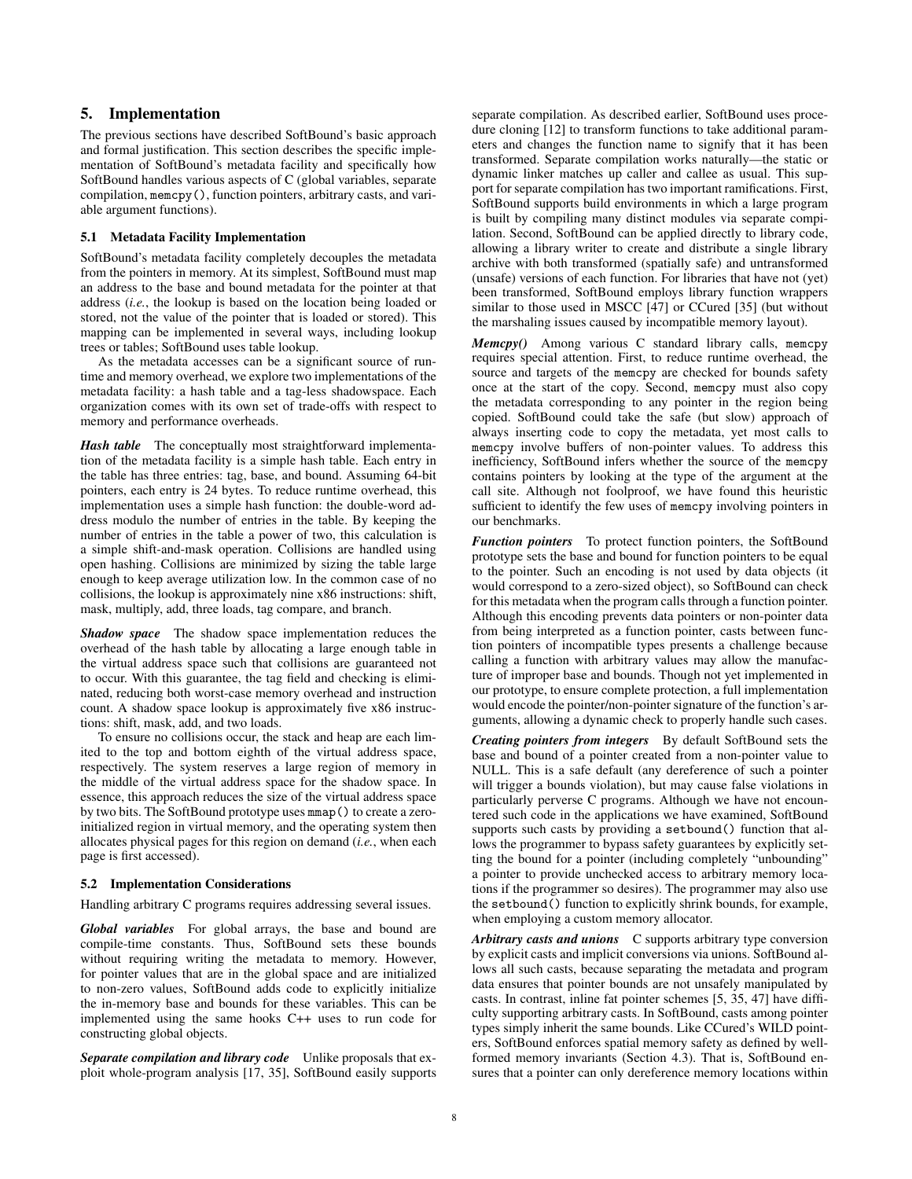## 5. Implementation

The previous sections have described SoftBound's basic approach and formal justification. This section describes the specific implementation of SoftBound's metadata facility and specifically how SoftBound handles various aspects of C (global variables, separate compilation, `memcpy()`, function pointers, arbitrary casts, and variable argument functions).

### 5.1 Metadata Facility Implementation

SoftBound's metadata facility completely decouples the metadata from the pointers in memory. At its simplest, SoftBound must map an address to the base and bound metadata for the pointer at that address (*i.e.*, the lookup is based on the location being loaded or stored, not the value of the pointer that is loaded or stored). This mapping can be implemented in several ways, including lookup trees or tables; SoftBound uses table lookup.

As the metadata accesses can be a significant source of runtime and memory overhead, we explore two implementations of the metadata facility: a hash table and a tag-less shadowspace. Each organization comes with its own set of trade-offs with respect to memory and performance overheads.

***Hash table*** The conceptually most straightforward implementation of the metadata facility is a simple hash table. Each entry in the table has three entries: tag, base, and bound. Assuming 64-bit pointers, each entry is 24 bytes. To reduce runtime overhead, this implementation uses a simple hash function: the double-word address modulo the number of entries in the table. By keeping the number of entries in the table a power of two, this calculation is a simple shift-and-mask operation. Collisions are handled using open hashing. Collisions are minimized by sizing the table large enough to keep average utilization low. In the common case of no collisions, the lookup is approximately nine x86 instructions: shift, mask, multiply, add, three loads, tag compare, and branch.

***Shadow space*** The shadow space implementation reduces the overhead of the hash table by allocating a large enough table in the virtual address space such that collisions are guaranteed not to occur. With this guarantee, the tag field and checking is eliminated, reducing both worst-case memory overhead and instruction count. A shadow space lookup is approximately five x86 instructions: shift, mask, add, and two loads.

To ensure no collisions occur, the stack and heap are each limited to the top and bottom eighth of the virtual address space, respectively. The system reserves a large region of memory in the middle of the virtual address space for the shadow space. In essence, this approach reduces the size of the virtual address space by two bits. The SoftBound prototype uses `mmap()` to create a zero-initialized region in virtual memory, and the operating system then allocates physical pages for this region on demand (*i.e.*, when each page is first accessed).

### 5.2 Implementation Considerations

Handling arbitrary C programs requires addressing several issues.

***Global variables*** For global arrays, the base and bound are compile-time constants. Thus, SoftBound sets these bounds without requiring writing the metadata to memory. However, for pointer values that are in the global space and are initialized to non-zero values, SoftBound adds code to explicitly initialize the in-memory base and bounds for these variables. This can be implemented using the same hooks C++ uses to run code for constructing global objects.

***Separate compilation and library code*** Unlike proposals that exploit whole-program analysis [17, 35], SoftBound easily supports separate compilation. As described earlier, SoftBound uses procedure cloning [12] to transform functions to take additional parameters and changes the function name to signify that it has been transformed. Separate compilation works naturally—the static or dynamic linker matches up caller and callee as usual. This support for separate compilation has two important ramifications. First, SoftBound supports build environments in which a large program is built by compiling many distinct modules via separate compilation. Second, SoftBound can be applied directly to library code, allowing a library writer to create and distribute a single library archive with both transformed (spatially safe) and untransformed (unsafe) versions of each function. For libraries that have not (yet) been transformed, SoftBound employs library function wrappers similar to those used in MSCC [47] or CCured [35] (but without the marshaling issues caused by incompatible memory layout).

***Memcpy()*** Among various C standard library calls, `memcpy` requires special attention. First, to reduce runtime overhead, the source and targets of the `memcpy` are checked for bounds safety once at the start of the copy. Second, `memcpy` must also copy the metadata corresponding to any pointer in the region being copied. SoftBound could take the safe (but slow) approach of always inserting code to copy the metadata, yet most calls to `memcpy` involve buffers of non-pointer values. To address this inefficiency, SoftBound infers whether the source of the `memcpy` contains pointers by looking at the type of the argument at the call site. Although not foolproof, we have found this heuristic sufficient to identify the few uses of `memcpy` involving pointers in our benchmarks.

***Function pointers*** To protect function pointers, the SoftBound prototype sets the base and bound for function pointers to be equal to the pointer. Such an encoding is not used by data objects (it would correspond to a zero-sized object), so SoftBound can check for this metadata when the program calls through a function pointer. Although this encoding prevents data pointers or non-pointer data from being interpreted as a function pointer, casts between function pointers of incompatible types presents a challenge because calling a function with arbitrary values may allow the manufacture of improper base and bounds. Though not yet implemented in our prototype, to ensure complete protection, a full implementation would encode the pointer/non-pointer signature of the function's arguments, allowing a dynamic check to properly handle such cases.

***Creating pointers from integers*** By default SoftBound sets the base and bound of a pointer created from a non-pointer value to NULL. This is a safe default (any dereference of such a pointer will trigger a bounds violation), but may cause false violations in particularly perverse C programs. Although we have not encountered such code in the applications we have examined, SoftBound supports such casts by providing a `setbound()` function that allows the programmer to bypass safety guarantees by explicitly setting the bound for a pointer (including completely "unbounding" a pointer to provide unchecked access to arbitrary memory locations if the programmer so desires). The programmer may also use the `setbound()` function to explicitly shrink bounds, for example, when employing a custom memory allocator.

***Arbitrary casts and unions*** C supports arbitrary type conversion by explicit casts and implicit conversions via unions. SoftBound allows all such casts, because separating the metadata and program data ensures that pointer bounds are not unsafely manipulated by casts. In contrast, inline fat pointer schemes [5, 35, 47] have difficulty supporting arbitrary casts. In SoftBound, casts among pointer types simply inherit the same bounds. Like CCured's WILD pointers, SoftBound enforces spatial memory safety as defined by well-formed memory invariants (Section 4.3). That is, SoftBound ensures that a pointer can only dereference memory locations within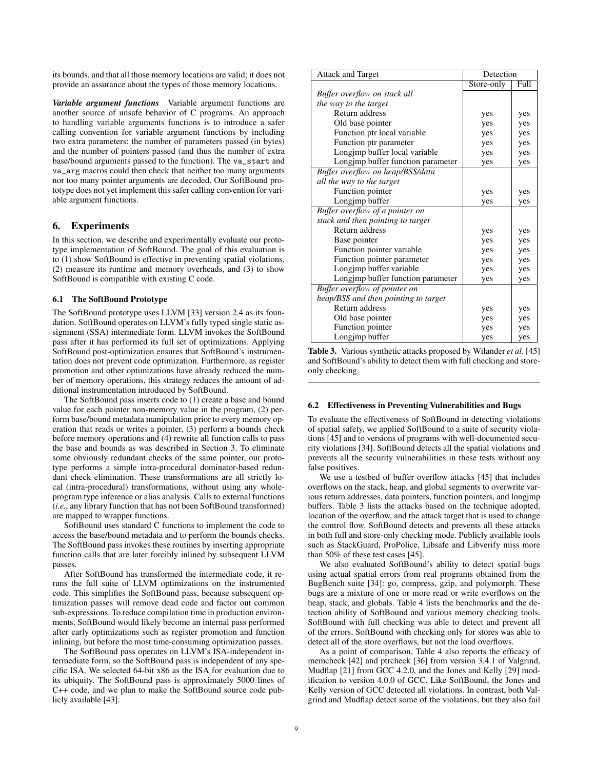its bounds, and that all those memory locations are valid; it does not provide an assurance about the types of those memory locations.

***Variable argument functions*** Variable argument functions are another source of unsafe behavior of C programs. An approach to handling variable arguments functions is to introduce a safer calling convention for variable argument functions by including two extra parameters: the number of parameters passed (in bytes) and the number of pointers passed (and thus the number of extra base/bound arguments passed to the function). The `va_start` and `va_arg` macros could then check that neither too many arguments nor too many pointer arguments are decoded. Our SoftBound prototype does not yet implement this safer calling convention for variable argument functions.

## 6. Experiments

In this section, we describe and experimentally evaluate our prototype implementation of SoftBound. The goal of this evaluation is to (1) show SoftBound is effective in preventing spatial violations, (2) measure its runtime and memory overheads, and (3) to show SoftBound is compatible with existing C code.

### 6.1 The SoftBound Prototype

The SoftBound prototype uses LLVM [33] version 2.4 as its foundation. SoftBound operates on LLVM's fully typed single static assignment (SSA) intermediate form. LLVM invokes the SoftBound pass after it has performed its full set of optimizations. Applying SoftBound post-optimization ensures that SoftBound's instrumentation does not prevent code optimization. Furthermore, as register promotion and other optimizations have already reduced the number of memory operations, this strategy reduces the amount of additional instrumentation introduced by SoftBound.

The SoftBound pass inserts code to (1) create a base and bound value for each pointer non-memory value in the program, (2) perform base/bound metadata manipulation prior to every memory operation that reads or writes a pointer, (3) perform a bounds check before memory operations and (4) rewrite all function calls to pass the base and bounds as was described in Section 3. To eliminate some obviously redundant checks of the same pointer, our prototype performs a simple intra-procedural dominator-based redundant check elimination. These transformations are all strictly local (intra-procedural) transformations, without using any whole-program type inference or alias analysis. Calls to external functions (*i.e.*, any library function that has not been SoftBound transformed) are mapped to wrapper functions.

SoftBound uses standard C functions to implement the code to access the base/bound metadata and to perform the bounds checks. The SoftBound pass invokes these routines by inserting appropriate function calls that are later forcibly inlined by subsequent LLVM passes.

After SoftBound has transformed the intermediate code, it reruns the full suite of LLVM optimizations on the instrumented code. This simplifies the SoftBound pass, because subsequent optimization passes will remove dead code and factor out common sub-expressions. To reduce compilation time in production environments, SoftBound would likely become an internal pass performed after early optimizations such as register promotion and function inlining, but before the most time-consuming optimization passes.

The SoftBound pass operates on LLVM's ISA-independent intermediate form, so the SoftBound pass is independent of any specific ISA. We selected 64-bit x86 as the ISA for evaluation due to its ubiquity. The SoftBound pass is approximately 5000 lines of C++ code, and we plan to make the SoftBound source code publicly available [43].

| Attack and Target | Detection | |
|---|---|---|
| | Store-only | Full |
| *Buffer overflow on stack all the way to the target* | | |
| Return address | yes | yes |
| Old base pointer | yes | yes |
| Function ptr local variable | yes | yes |
| Function ptr parameter | yes | yes |
| Longjmp buffer local variable | yes | yes |
| Longjmp buffer function parameter | yes | yes |
| *Buffer overflow on heap/BSS/data all the way to the target* | | |
| Function pointer | yes | yes |
| Longjmp buffer | yes | yes |
| *Buffer overflow of a pointer on stack and then pointing to target* | | |
| Return address | yes | yes |
| Base pointer | yes | yes |
| Function pointer variable | yes | yes |
| Function pointer parameter | yes | yes |
| Longjmp buffer variable | yes | yes |
| Longjmp buffer function parameter | yes | yes |
| *Buffer overflow of pointer on heap/BSS and then pointing to target* | | |
| Return address | yes | yes |
| Old base pointer | yes | yes |
| Function pointer | yes | yes |
| Longjmp buffer | yes | yes |

**Table 3.** Various synthetic attacks proposed by Wilander *et al.* [45] and SoftBound's ability to detect them with full checking and store-only checking.

### 6.2 Effectiveness in Preventing Vulnerabilities and Bugs

To evaluate the effectiveness of SoftBound in detecting violations of spatial safety, we applied SoftBound to a suite of security violations [45] and to versions of programs with well-documented security violations [34]. SoftBound detects all the spatial violations and prevents all the security vulnerabilities in these tests without any false positives.

We use a testbed of buffer overflow attacks [45] that includes overflows on the stack, heap, and global segments to overwrite various return addresses, data pointers, function pointers, and longjmp buffers. Table 3 lists the attacks based on the technique adopted, location of the overflow, and the attack target that is used to change the control flow. SoftBound detects and prevents all these attacks in both full and store-only checking mode. Publicly available tools such as StackGuard, ProPolice, Libsafe and Libverify miss more than 50% of these test cases [45].

We also evaluated SoftBound's ability to detect spatial bugs using actual spatial errors from real programs obtained from the BugBench suite [34]: go, compress, gzip, and polymorph. These bugs are a mixture of one or more read or write overflows on the heap, stack, and globals. Table 4 lists the benchmarks and the detection ability of SoftBound and various memory checking tools. SoftBound with full checking was able to detect and prevent all of the errors. SoftBound with checking only for stores was able to detect all of the store overflows, but not the load overflows.

As a point of comparison, Table 4 also reports the efficacy of memcheck [42] and ptrcheck [36] from version 3.4.1 of Valgrind, Mudflap [21] from GCC 4.2.0, and the Jones and Kelly [29] modification to version 4.0.0 of GCC. Like SoftBound, the Jones and Kelly version of GCC detected all violations. In contrast, both Valgrind and Mudflap detect some of the violations, but they also fail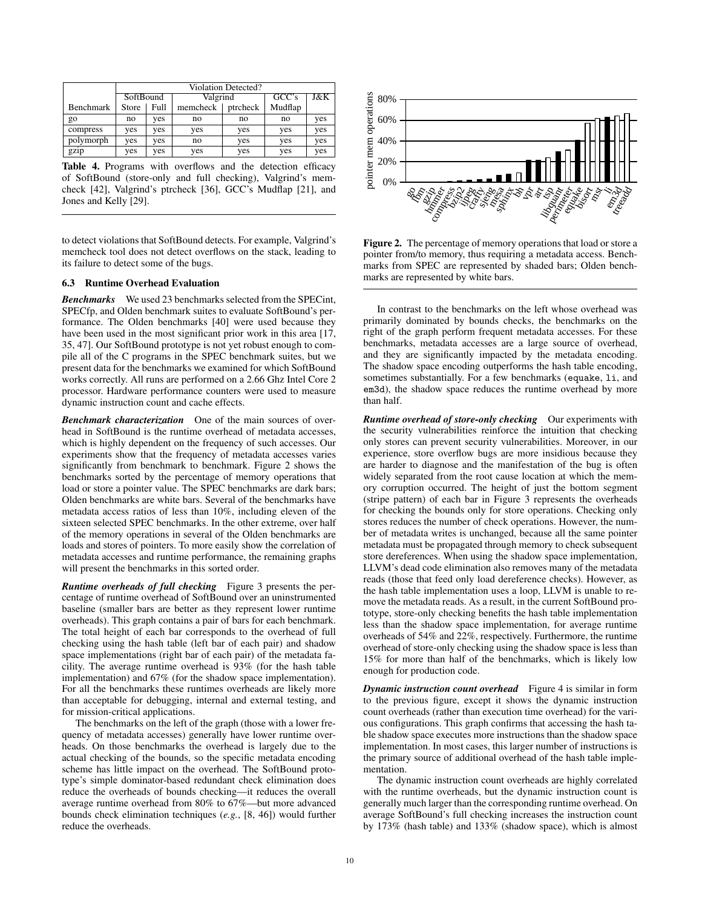| | Violation Detected? | | | | | |
|---|---|---|---|---|---|---|
| | SoftBound | | Valgrind | | GCC's | J&K |
| Benchmark | Store | Full | memcheck | ptrcheck | Mudflap | |
| go | no | yes | no | no | no | yes |
| compress | yes | yes | yes | yes | yes | yes |
| polymorph | yes | yes | no | yes | yes | yes |
| gzip | yes | yes | yes | yes | yes | yes |

**Table 4.** Programs with overflows and the detection efficacy of SoftBound (store-only and full checking), Valgrind's memcheck [42], Valgrind's ptrcheck [36], GCC's Mudflap [21], and Jones and Kelly [29].

to detect violations that SoftBound detects. For example, Valgrind's memcheck tool does not detect overflows on the stack, leading to its failure to detect some of the bugs.

### 6.3 Runtime Overhead Evaluation

***Benchmarks*** We used 23 benchmarks selected from the SPECint, SPECfp, and Olden benchmark suites to evaluate SoftBound's performance. The Olden benchmarks [40] were used because they have been used in the most significant prior work in this area [17, 35, 47]. Our SoftBound prototype is not yet robust enough to compile all of the C programs in the SPEC benchmark suites, but we present data for the benchmarks we examined for which SoftBound works correctly. All runs are performed on a 2.66 Ghz Intel Core 2 processor. Hardware performance counters were used to measure dynamic instruction count and cache effects.

***Benchmark characterization*** One of the main sources of overhead in SoftBound is the runtime overhead of metadata accesses, which is highly dependent on the frequency of such accesses. Our experiments show that the frequency of metadata accesses varies significantly from benchmark to benchmark. Figure 2 shows the benchmarks sorted by the percentage of memory operations that load or store a pointer value. The SPEC benchmarks are dark bars; Olden benchmarks are white bars. Several of the benchmarks have metadata access ratios of less than 10%, including eleven of the sixteen selected SPEC benchmarks. In the other extreme, over half of the memory operations in several of the Olden benchmarks are loads and stores of pointers. To more easily show the correlation of metadata accesses and runtime performance, the remaining graphs will present the benchmarks in this sorted order.

***Runtime overheads of full checking*** Figure 3 presents the percentage of runtime overhead of SoftBound over an uninstrumented baseline (smaller bars are better as they represent lower runtime overheads). This graph contains a pair of bars for each benchmark. The total height of each bar corresponds to the overhead of full checking using the hash table (left bar of each pair) and shadow space implementations (right bar of each pair) of the metadata facility. The average runtime overhead is 93% (for the hash table implementation) and 67% (for the shadow space implementation). For all the benchmarks these runtimes overheads are likely more than acceptable for debugging, internal and external testing, and for mission-critical applications.

The benchmarks on the left of the graph (those with a lower frequency of metadata accesses) generally have lower runtime overheads. On those benchmarks the overhead is largely due to the actual checking of the bounds, so the specific metadata encoding scheme has little impact on the overhead. The SoftBound prototype's simple dominator-based redundant check elimination does reduce the overheads of bounds checking—it reduces the overall average runtime overhead from 80% to 67%—but more advanced bounds check elimination techniques (*e.g.*, [8, 46]) would further reduce the overheads.

**Figure 2.** The percentage of memory operations that load or store a pointer from/to memory, thus requiring a metadata access. Benchmarks from SPEC are represented by shaded bars; Olden benchmarks are represented by white bars.

In contrast to the benchmarks on the left whose overhead was primarily dominated by bounds checks, the benchmarks on the right of the graph perform frequent metadata accesses. For these benchmarks, metadata accesses are a large source of overhead, and they are significantly impacted by the metadata encoding. The shadow space encoding outperforms the hash table encoding, sometimes substantially. For a few benchmarks (`equake`, `li`, and `em3d`), the shadow space reduces the runtime overhead by more than half.

***Runtime overhead of store-only checking*** Our experiments with the security vulnerabilities reinforce the intuition that checking only stores can prevent security vulnerabilities. Moreover, in our experience, store overflow bugs are more insidious because they are harder to diagnose and the manifestation of the bug is often widely separated from the root cause location at which the memory corruption occurred. The height of just the bottom segment (stripe pattern) of each bar in Figure 3 represents the overheads for checking the bounds only for store operations. Checking only stores reduces the number of check operations. However, the number of metadata writes is unchanged, because all the same pointer metadata must be propagated through memory to check subsequent store dereferences. When using the shadow space implementation, LLVM's dead code elimination also removes many of the metadata reads (those that feed only load dereference checks). However, as the hash table implementation uses a loop, LLVM is unable to remove the metadata reads. As a result, in the current SoftBound prototype, store-only checking benefits the hash table implementation less than the shadow space implementation, for average runtime overheads of 54% and 22%, respectively. Furthermore, the runtime overhead of store-only checking using the shadow space is less than 15% for more than half of the benchmarks, which is likely low enough for production code.

***Dynamic instruction count overhead*** Figure 4 is similar in form to the previous figure, except it shows the dynamic instruction count overheads (rather than execution time overhead) for the various configurations. This graph confirms that accessing the hash table shadow space executes more instructions than the shadow space implementation. In most cases, this larger number of instructions is the primary source of additional overhead of the hash table implementation.

The dynamic instruction count overheads are highly correlated with the runtime overheads, but the dynamic instruction count is generally much larger than the corresponding runtime overhead. On average SoftBound's full checking increases the instruction count by 173% (hash table) and 133% (shadow space), which is almost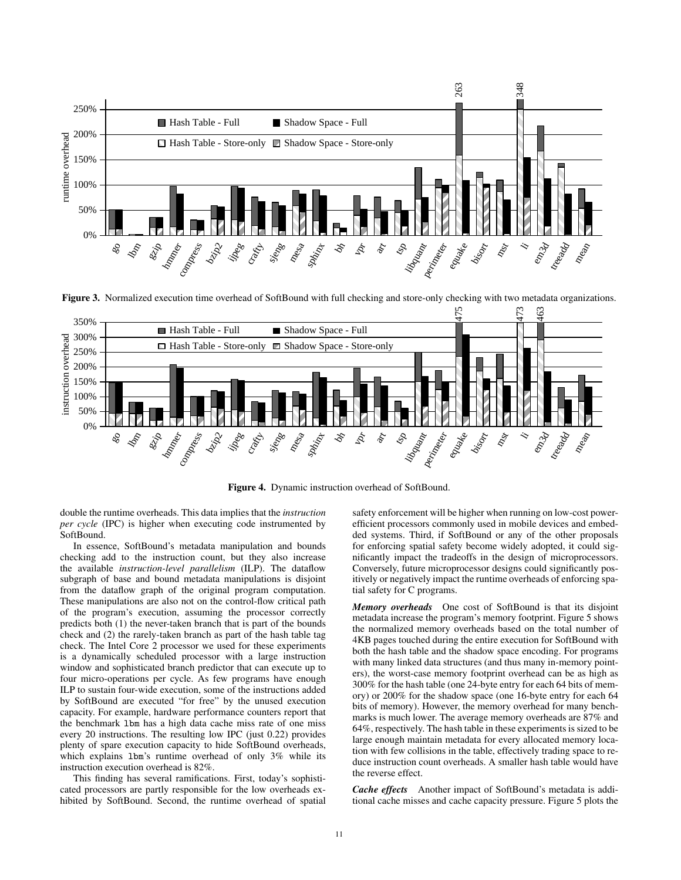**Figure 3.** Normalized execution time overhead of SoftBound with full checking and store-only checking with two metadata organizations.

**Figure 4.** Dynamic instruction overhead of SoftBound.

double the runtime overheads. This data implies that the *instruction per cycle* (IPC) is higher when executing code instrumented by SoftBound.

In essence, SoftBound's metadata manipulation and bounds checking add to the instruction count, but they also increase the available *instruction-level parallelism* (ILP). The dataflow subgraph of base and bound metadata manipulations is disjoint from the dataflow graph of the original program computation. These manipulations are also not on the control-flow critical path of the program's execution, assuming the processor correctly predicts both (1) the never-taken branch that is part of the bounds check and (2) the rarely-taken branch as part of the hash table tag check. The Intel Core 2 processor we used for these experiments is a dynamically scheduled processor with a large instruction window and sophisticated branch predictor that can execute up to four micro-operations per cycle. As few programs have enough ILP to sustain four-wide execution, some of the instructions added by SoftBound are executed "for free" by the unused execution capacity. For example, hardware performance counters report that the benchmark `lbm` has a high data cache miss rate of one miss every 20 instructions. The resulting low IPC (just 0.22) provides plenty of spare execution capacity to hide SoftBound overheads, which explains `lbm`'s runtime overhead of only 3% while its instruction execution overhead is 82%.

This finding has several ramifications. First, today's sophisticated processors are partly responsible for the low overheads exhibited by SoftBound. Second, the runtime overhead of spatial safety enforcement will be higher when running on low-cost power-efficient processors commonly used in mobile devices and embedded systems. Third, if SoftBound or any of the other proposals for enforcing spatial safety become widely adopted, it could significantly impact the tradeoffs in the design of microprocessors. Conversely, future microprocessor designs could significantly positively or negatively impact the runtime overheads of enforcing spatial safety for C programs.

***Memory overheads*** One cost of SoftBound is that its disjoint metadata increase the program's memory footprint. Figure 5 shows the normalized memory overheads based on the total number of 4KB pages touched during the entire execution for SoftBound with both the hash table and the shadow space encoding. For programs with many linked data structures (and thus many in-memory pointers), the worst-case memory footprint overhead can be as high as 300% for the hash table (one 24-byte entry for each 64 bits of memory) or 200% for the shadow space (one 16-byte entry for each 64 bits of memory). However, the memory overhead for many benchmarks is much lower. The average memory overheads are 87% and 64%, respectively. The hash table in these experiments is sized to be large enough maintain metadata for every allocated memory location with few collisions in the table, effectively trading space to reduce instruction count overheads. A smaller hash table would have the reverse effect.

***Cache effects*** Another impact of SoftBound's metadata is additional cache misses and cache capacity pressure. Figure 5 plots the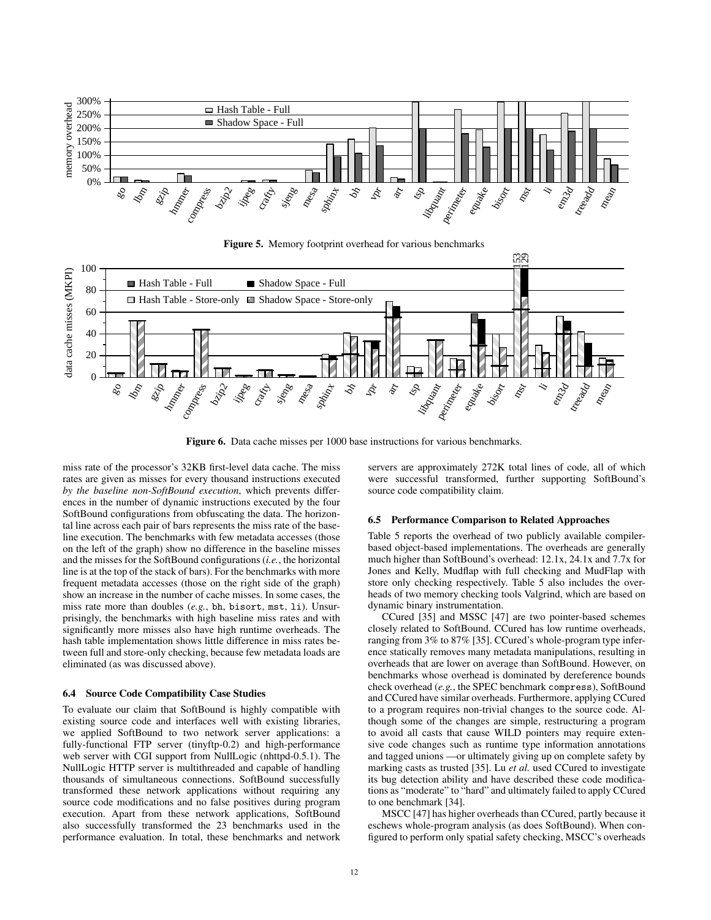**Figure 5.** Memory footprint overhead for various benchmarks

**Figure 6.** Data cache misses per 1000 base instructions for various benchmarks.

miss rate of the processor's 32KB first-level data cache. The miss rates are given as misses for every thousand instructions executed *by the baseline non-SoftBound execution*, which prevents differences in the number of dynamic instructions executed by the four SoftBound configurations from obfuscating the data. The horizontal line across each pair of bars represents the miss rate of the baseline execution. The benchmarks with few metadata accesses (those on the left of the graph) show no difference in the baseline misses and the misses for the SoftBound configurations (*i.e.*, the horizontal line is at the top of the stack of bars). For the benchmarks with more frequent metadata accesses (those on the right side of the graph) show an increase in the number of cache misses. In some cases, the miss rate more than doubles (*e.g.*, bh, bisort, mst, li). Unsurprisingly, the benchmarks with high baseline miss rates and with significantly more misses also have high runtime overheads. The hash table implementation shows little difference in miss rates between full and store-only checking, because few metadata loads are eliminated (as was discussed above).

### 6.4 Source Code Compatibility Case Studies

To evaluate our claim that SoftBound is highly compatible with existing source code and interfaces well with existing libraries, we applied SoftBound to two network server applications: a fully-functional FTP server (tinyftp-0.2) and high-performance web server with CGI support from NullLogic (nhttpd-0.5.1). The NullLogic HTTP server is multithreaded and capable of handling thousands of simultaneous connections. SoftBound successfully transformed these network applications without requiring any source code modifications and no false positives during program execution. Apart from these network applications, SoftBound also successfully transformed the 23 benchmarks used in the performance evaluation. In total, these benchmarks and network servers are approximately 272K total lines of code, all of which were successful transformed, further supporting SoftBound's source code compatibility claim.

### 6.5 Performance Comparison to Related Approaches

Table 5 reports the overhead of two publicly available compiler-based object-based implementations. The overheads are generally much higher than SoftBound's overhead: 12.1x, 24.1x and 7.7x for Jones and Kelly, Mudflap with full checking and MudFlap with store only checking respectively. Table 5 also includes the overheads of two memory checking tools Valgrind, which are based on dynamic binary instrumentation.

CCured [35] and MSSC [47] are two pointer-based schemes closely related to SoftBound. CCured has low runtime overheads, ranging from 3% to 87% [35]. CCured's whole-program type inference statically removes many metadata manipulations, resulting in overheads that are lower on average than SoftBound. However, on benchmarks whose overhead is dominated by dereference bounds check overhead (*e.g.*, the SPEC benchmark compress), SoftBound and CCured have similar overheads. Furthermore, applying CCured to a program requires non-trivial changes to the source code. Although some of the changes are simple, restructuring a program to avoid all casts that cause WILD pointers may require extensive code changes such as runtime type information annotations and tagged unions —or ultimately giving up on complete safety by marking casts as trusted [35]. Lu *et al.* used CCured to investigate its bug detection ability and have described these code modifications as "moderate" to "hard" and ultimately failed to apply CCured to one benchmark [34].

MSCC [47] has higher overheads than CCured, partly because it eschews whole-program analysis (as does SoftBound). When configured to perform only spatial safety checking, MSCC's overheads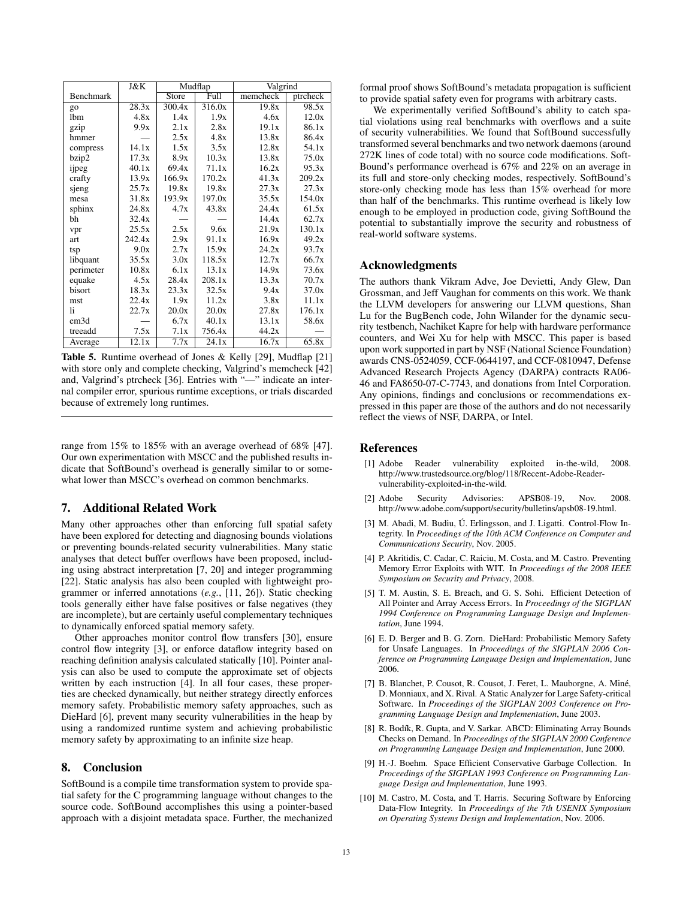| Benchmark | J&K | Mudflap | | Valgrind | |
|---|---|---|---|---|---|
| | | Store | Full | memcheck | ptrcheck |
| go | 28.3x | 300.4x | 316.0x | 19.8x | 98.5x |
| lbm | 4.8x | 1.4x | 1.9x | 4.6x | 12.0x |
| gzip | 9.9x | 2.1x | 2.8x | 19.1x | 86.1x |
| hmmer | — | 2.5x | 4.8x | 13.8x | 86.4x |
| compress | 14.1x | 1.5x | 3.5x | 12.8x | 54.1x |
| bzip2 | 17.3x | 8.9x | 10.3x | 13.8x | 75.0x |
| ijpeg | 40.1x | 69.4x | 71.1x | 16.2x | 95.3x |
| crafty | 13.9x | 166.9x | 170.2x | 41.3x | 209.2x |
| sjeng | 25.7x | 19.8x | 19.8x | 27.3x | 27.3x |
| mesa | 31.8x | 193.9x | 197.0x | 35.5x | 154.0x |
| sphinx | 24.8x | 4.7x | 43.8x | 24.4x | 61.5x |
| bh | 32.4x | — | — | 14.4x | 62.7x |
| vpr | 25.5x | 2.5x | 9.6x | 21.9x | 130.1x |
| art | 242.4x | 2.9x | 91.1x | 16.9x | 49.2x |
| tsp | 9.0x | 2.7x | 15.9x | 24.2x | 93.7x |
| libquant | 35.5x | 3.0x | 118.5x | 12.7x | 66.7x |
| perimeter | 10.8x | 6.1x | 13.1x | 14.9x | 73.6x |
| equake | 4.5x | 28.4x | 208.1x | 13.3x | 70.7x |
| bisort | 18.3x | 23.3x | 32.5x | 9.4x | 37.0x |
| mst | 22.4x | 1.9x | 11.2x | 3.8x | 11.1x |
| li | 22.7x | 20.0x | 20.0x | 27.8x | 176.1x |
| em3d | — | 6.7x | 40.1x | 13.1x | 58.6x |
| treeadd | 7.5x | 7.1x | 756.4x | 44.2x | — |
| Average | 12.1x | 7.7x | 24.1x | 16.7x | 65.8x |

**Table 5.** Runtime overhead of Jones & Kelly [29], Mudflap [21] with store only and complete checking, Valgrind's memcheck [42] and, Valgrind's ptrcheck [36]. Entries with "—" indicate an internal compiler error, spurious runtime exceptions, or trials discarded because of extremely long runtimes.

range from 15% to 185% with an average overhead of 68% [47]. Our own experimentation with MSCC and the published results indicate that SoftBound's overhead is generally similar to or somewhat lower than MSCC's overhead on common benchmarks.

## 7. Additional Related Work

Many other approaches other than enforcing full spatial safety have been explored for detecting and diagnosing bounds violations or preventing bounds-related security vulnerabilities. Many static analyses that detect buffer overflows have been proposed, including using abstract interpretation [7, 20] and integer programming [22]. Static analysis has also been coupled with lightweight programmer or inferred annotations (*e.g.*, [11, 26]). Static checking tools generally either have false positives or false negatives (they are incomplete), but are certainly useful complementary techniques to dynamically enforced spatial memory safety.

Other approaches monitor control flow transfers [30], ensure control flow integrity [3], or enforce dataflow integrity based on reaching definition analysis calculated statically [10]. Pointer analysis can also be used to compute the approximate set of objects written by each instruction [4]. In all four cases, these properties are checked dynamically, but neither strategy directly enforces memory safety. Probabilistic memory safety approaches, such as DieHard [6], prevent many security vulnerabilities in the heap by using a randomized runtime system and achieving probabilistic memory safety by approximating to an infinite size heap.

## 8. Conclusion

SoftBound is a compile time transformation system to provide spatial safety for the C programming language without changes to the source code. SoftBound accomplishes this using a pointer-based approach with a disjoint metadata space. Further, the mechanized formal proof shows SoftBound's metadata propagation is sufficient to provide spatial safety even for programs with arbitrary casts.

We experimentally verified SoftBound's ability to catch spatial violations using real benchmarks with overflows and a suite of security vulnerabilities. We found that SoftBound successfully transformed several benchmarks and two network daemons (around 272K lines of code total) with no source code modifications. SoftBound's performance overhead is 67% and 22% on an average in its full and store-only checking modes, respectively. SoftBound's store-only checking mode has less than 15% overhead for more than half of the benchmarks. This runtime overhead is likely low enough to be employed in production code, giving SoftBound the potential to substantially improve the security and robustness of real-world software systems.

## Acknowledgments

The authors thank Vikram Adve, Joe Devietti, Andy Glew, Dan Grossman, and Jeff Vaughan for comments on this work. We thank the LLVM developers for answering our LLVM questions, Shan Lu for the BugBench code, John Wilander for the dynamic security testbench, Nachiket Kapre for help with hardware performance counters, and Wei Xu for help with MSCC. This paper is based upon work supported in part by NSF (National Science Foundation) awards CNS-0524059, CCF-0644197, and CCF-0810947, Defense Advanced Research Projects Agency (DARPA) contracts RA06-46 and FA8650-07-C-7743, and donations from Intel Corporation. Any opinions, findings and conclusions or recommendations expressed in this paper are those of the authors and do not necessarily reflect the views of NSF, DARPA, or Intel.

## References

[1] Adobe Reader vulnerability exploited in-the-wild, 2008. http://www.trustedsource.org/blog/118/Recent-Adobe-Reader-vulnerability-exploited-in-the-wild.

[2] Adobe Security Advisories: APSB08-19, Nov. 2008. http://www.adobe.com/support/security/bulletins/apsb08-19.html.

[3] M. Abadi, M. Budiu, Ú. Erlingsson, and J. Ligatti. Control-Flow Integrity. In *Proceedings of the 10th ACM Conference on Computer and Communications Security*, Nov. 2005.

[4] P. Akritidis, C. Cadar, C. Raiciu, M. Costa, and M. Castro. Preventing Memory Error Exploits with WIT. In *Proceedings of the 2008 IEEE Symposium on Security and Privacy*, 2008.

[5] T. M. Austin, S. E. Breach, and G. S. Sohi. Efficient Detection of All Pointer and Array Access Errors. In *Proceedings of the SIGPLAN 1994 Conference on Programming Language Design and Implementation*, June 1994.

[6] E. D. Berger and B. G. Zorn. DieHard: Probabilistic Memory Safety for Unsafe Languages. In *Proceedings of the SIGPLAN 2006 Conference on Programming Language Design and Implementation*, June 2006.

[7] B. Blanchet, P. Cousot, R. Cousot, J. Feret, L. Mauborgne, A. Miné, D. Monniaux, and X. Rival. A Static Analyzer for Large Safety-critical Software. In *Proceedings of the SIGPLAN 2003 Conference on Programming Language Design and Implementation*, June 2003.

[8] R. Bodík, R. Gupta, and V. Sarkar. ABCD: Eliminating Array Bounds Checks on Demand. In *Proceedings of the SIGPLAN 2000 Conference on Programming Language Design and Implementation*, June 2000.

[9] H.-J. Boehm. Space Efficient Conservative Garbage Collection. In *Proceedings of the SIGPLAN 1993 Conference on Programming Language Design and Implementation*, June 1993.

[10] M. Castro, M. Costa, and T. Harris. Securing Software by Enforcing Data-Flow Integrity. In *Proceedings of the 7th USENIX Symposium on Operating Systems Design and Implementation*, Nov. 2006.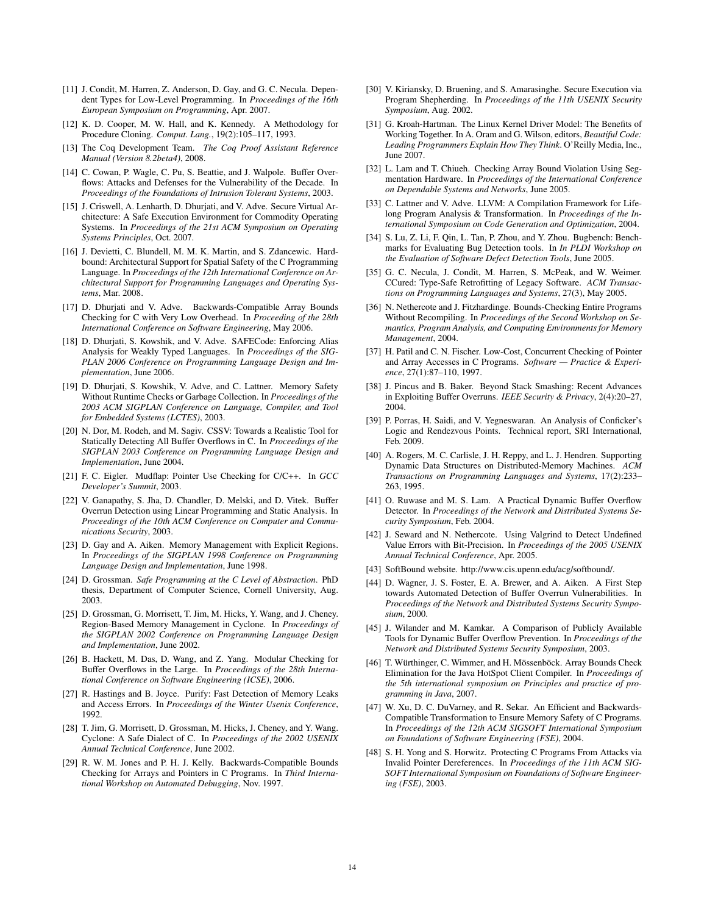[11] J. Condit, M. Harren, Z. Anderson, D. Gay, and G. C. Necula. Dependent Types for Low-Level Programming. In *Proceedings of the 16th European Symposium on Programming*, Apr. 2007.

[12] K. D. Cooper, M. W. Hall, and K. Kennedy. A Methodology for Procedure Cloning. *Comput. Lang.*, 19(2):105–117, 1993.

[13] The Coq Development Team. *The Coq Proof Assistant Reference Manual (Version 8.2beta4)*, 2008.

[14] C. Cowan, P. Wagle, C. Pu, S. Beattie, and J. Walpole. Buffer Overflows: Attacks and Defenses for the Vulnerability of the Decade. In *Proceedings of the Foundations of Intrusion Tolerant Systems*, 2003.

[15] J. Criswell, A. Lenharth, D. Dhurjati, and V. Adve. Secure Virtual Architecture: A Safe Execution Environment for Commodity Operating Systems. In *Proceedings of the 21st ACM Symposium on Operating Systems Principles*, Oct. 2007.

[16] J. Devietti, C. Blundell, M. M. K. Martin, and S. Zdancewic. Hardbound: Architectural Support for Spatial Safety of the C Programming Language. In *Proceedings of the 12th International Conference on Architectural Support for Programming Languages and Operating Systems*, Mar. 2008.

[17] D. Dhurjati and V. Adve. Backwards-Compatible Array Bounds Checking for C with Very Low Overhead. In *Proceeding of the 28th International Conference on Software Engineering*, May 2006.

[18] D. Dhurjati, S. Kowshik, and V. Adve. SAFECode: Enforcing Alias Analysis for Weakly Typed Languages. In *Proceedings of the SIGPLAN 2006 Conference on Programming Language Design and Implementation*, June 2006.

[19] D. Dhurjati, S. Kowshik, V. Adve, and C. Lattner. Memory Safety Without Runtime Checks or Garbage Collection. In *Proceedings of the 2003 ACM SIGPLAN Conference on Language, Compiler, and Tool for Embedded Systems (LCTES)*, 2003.

[20] N. Dor, M. Rodeh, and M. Sagiv. CSSV: Towards a Realistic Tool for Statically Detecting All Buffer Overflows in C. In *Proceedings of the SIGPLAN 2003 Conference on Programming Language Design and Implementation*, June 2004.

[21] F. C. Eigler. Mudflap: Pointer Use Checking for C/C++. In *GCC Developer's Summit*, 2003.

[22] V. Ganapathy, S. Jha, D. Chandler, D. Melski, and D. Vitek. Buffer Overrun Detection using Linear Programming and Static Analysis. In *Proceedings of the 10th ACM Conference on Computer and Communications Security*, 2003.

[23] D. Gay and A. Aiken. Memory Management with Explicit Regions. In *Proceedings of the SIGPLAN 1998 Conference on Programming Language Design and Implementation*, June 1998.

[24] D. Grossman. *Safe Programming at the C Level of Abstraction*. PhD thesis, Department of Computer Science, Cornell University, Aug. 2003.

[25] D. Grossman, G. Morrisett, T. Jim, M. Hicks, Y. Wang, and J. Cheney. Region-Based Memory Management in Cyclone. In *Proceedings of the SIGPLAN 2002 Conference on Programming Language Design and Implementation*, June 2002.

[26] B. Hackett, M. Das, D. Wang, and Z. Yang. Modular Checking for Buffer Overflows in the Large. In *Proceedings of the 28th International Conference on Software Engineering (ICSE)*, 2006.

[27] R. Hastings and B. Joyce. Purify: Fast Detection of Memory Leaks and Access Errors. In *Proceedings of the Winter Usenix Conference*, 1992.

[28] T. Jim, G. Morrisett, D. Grossman, M. Hicks, J. Cheney, and Y. Wang. Cyclone: A Safe Dialect of C. In *Proceedings of the 2002 USENIX Annual Technical Conference*, June 2002.

[29] R. W. M. Jones and P. H. J. Kelly. Backwards-Compatible Bounds Checking for Arrays and Pointers in C Programs. In *Third International Workshop on Automated Debugging*, Nov. 1997.

[30] V. Kiriansky, D. Bruening, and S. Amarasinghe. Secure Execution via Program Shepherding. In *Proceedings of the 11th USENIX Security Symposium*, Aug. 2002.

[31] G. Kroah-Hartman. The Linux Kernel Driver Model: The Benefits of Working Together. In A. Oram and G. Wilson, editors, *Beautiful Code: Leading Programmers Explain How They Think*. O'Reilly Media, Inc., June 2007.

[32] L. Lam and T. Chiueh. Checking Array Bound Violation Using Segmentation Hardware. In *Proceedings of the International Conference on Dependable Systems and Networks*, June 2005.

[33] C. Lattner and V. Adve. LLVM: A Compilation Framework for Lifelong Program Analysis & Transformation. In *Proceedings of the International Symposium on Code Generation and Optimization*, 2004.

[34] S. Lu, Z. Li, F. Qin, L. Tan, P. Zhou, and Y. Zhou. Bugbench: Benchmarks for Evaluating Bug Detection tools. In *In PLDI Workshop on the Evaluation of Software Defect Detection Tools*, June 2005.

[35] G. C. Necula, J. Condit, M. Harren, S. McPeak, and W. Weimer. CCured: Type-Safe Retrofitting of Legacy Software. *ACM Transactions on Programming Languages and Systems*, 27(3), May 2005.

[36] N. Nethercote and J. Fitzhardinge. Bounds-Checking Entire Programs Without Recompiling. In *Proceedings of the Second Workshop on Semantics, Program Analysis, and Computing Environments for Memory Management*, 2004.

[37] H. Patil and C. N. Fischer. Low-Cost, Concurrent Checking of Pointer and Array Accesses in C Programs. *Software — Practice & Experience*, 27(1):87–110, 1997.

[38] J. Pincus and B. Baker. Beyond Stack Smashing: Recent Advances in Exploiting Buffer Overruns. *IEEE Security & Privacy*, 2(4):20–27, 2004.

[39] P. Porras, H. Saidi, and V. Yegneswaran. An Analysis of Conficker's Logic and Rendezvous Points. Technical report, SRI International, Feb. 2009.

[40] A. Rogers, M. C. Carlisle, J. H. Reppy, and L. J. Hendren. Supporting Dynamic Data Structures on Distributed-Memory Machines. *ACM Transactions on Programming Languages and Systems*, 17(2):233–263, 1995.

[41] O. Ruwase and M. S. Lam. A Practical Dynamic Buffer Overflow Detector. In *Proceedings of the Network and Distributed Systems Security Symposium*, Feb. 2004.

[42] J. Seward and N. Nethercote. Using Valgrind to Detect Undefined Value Errors with Bit-Precision. In *Proceedings of the 2005 USENIX Annual Technical Conference*, Apr. 2005.

[43] SoftBound website. http://www.cis.upenn.edu/acg/softbound/.

[44] D. Wagner, J. S. Foster, E. A. Brewer, and A. Aiken. A First Step towards Automated Detection of Buffer Overrun Vulnerabilities. In *Proceedings of the Network and Distributed Systems Security Symposium*, 2000.

[45] J. Wilander and M. Kamkar. A Comparison of Publicly Available Tools for Dynamic Buffer Overflow Prevention. In *Proceedings of the Network and Distributed Systems Security Symposium*, 2003.

[46] T. Würthinger, C. Wimmer, and H. Mössenböck. Array Bounds Check Elimination for the Java HotSpot Client Compiler. In *Proceedings of the 5th international symposium on Principles and practice of programming in Java*, 2007.

[47] W. Xu, D. C. DuVarney, and R. Sekar. An Efficient and Backwards-Compatible Transformation to Ensure Memory Safety of C Programs. In *Proceedings of the 12th ACM SIGSOFT International Symposium on Foundations of Software Engineering (FSE)*, 2004.

[48] S. H. Yong and S. Horwitz. Protecting C Programs From Attacks via Invalid Pointer Dereferences. In *Proceedings of the 11th ACM SIGSOFT International Symposium on Foundations of Software Engineering (FSE)*, 2003.